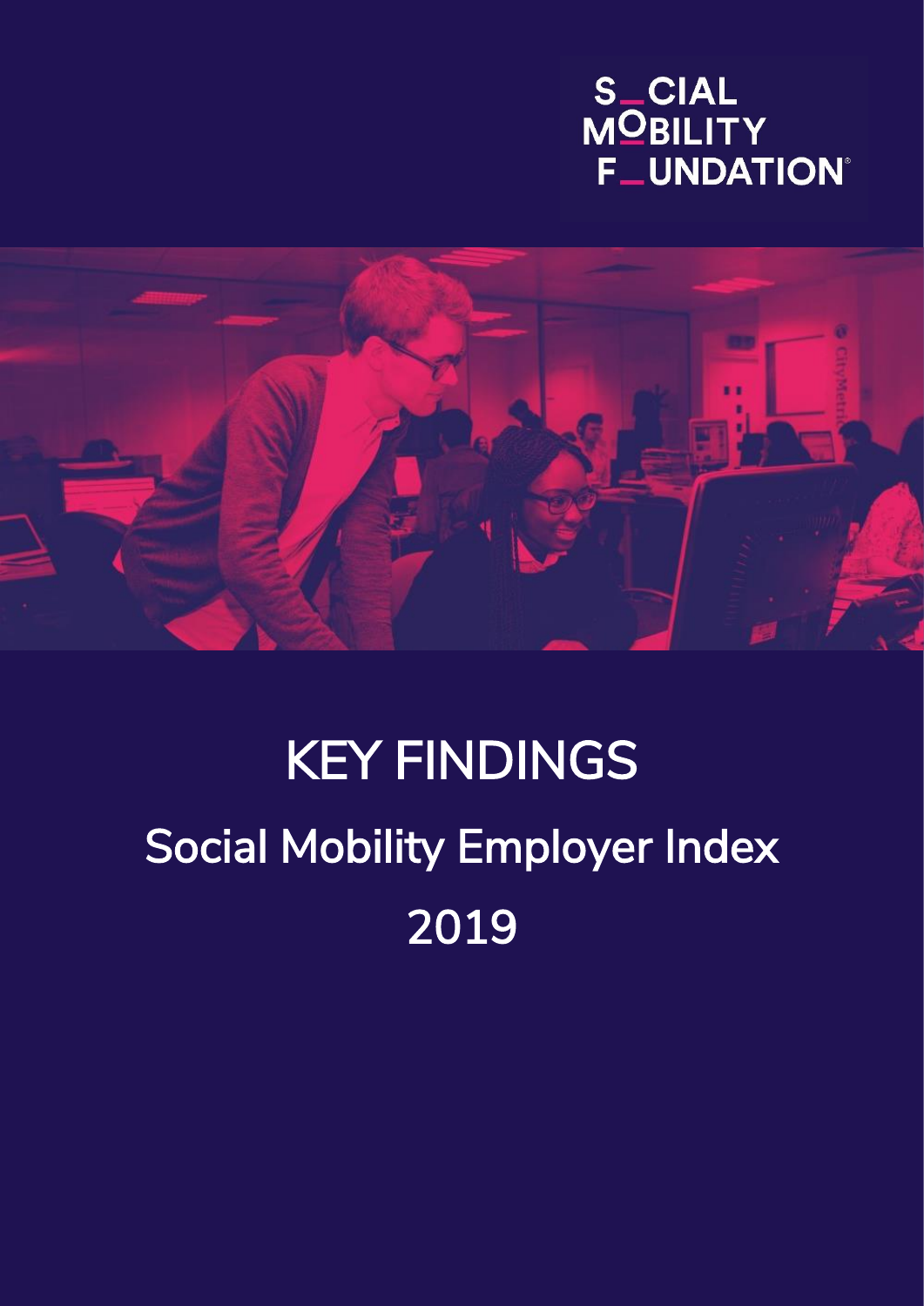SOCIAL MOBILITY FOUNDATION

# KEY FINDINGS

## Social Mobility Employer Index

## 2019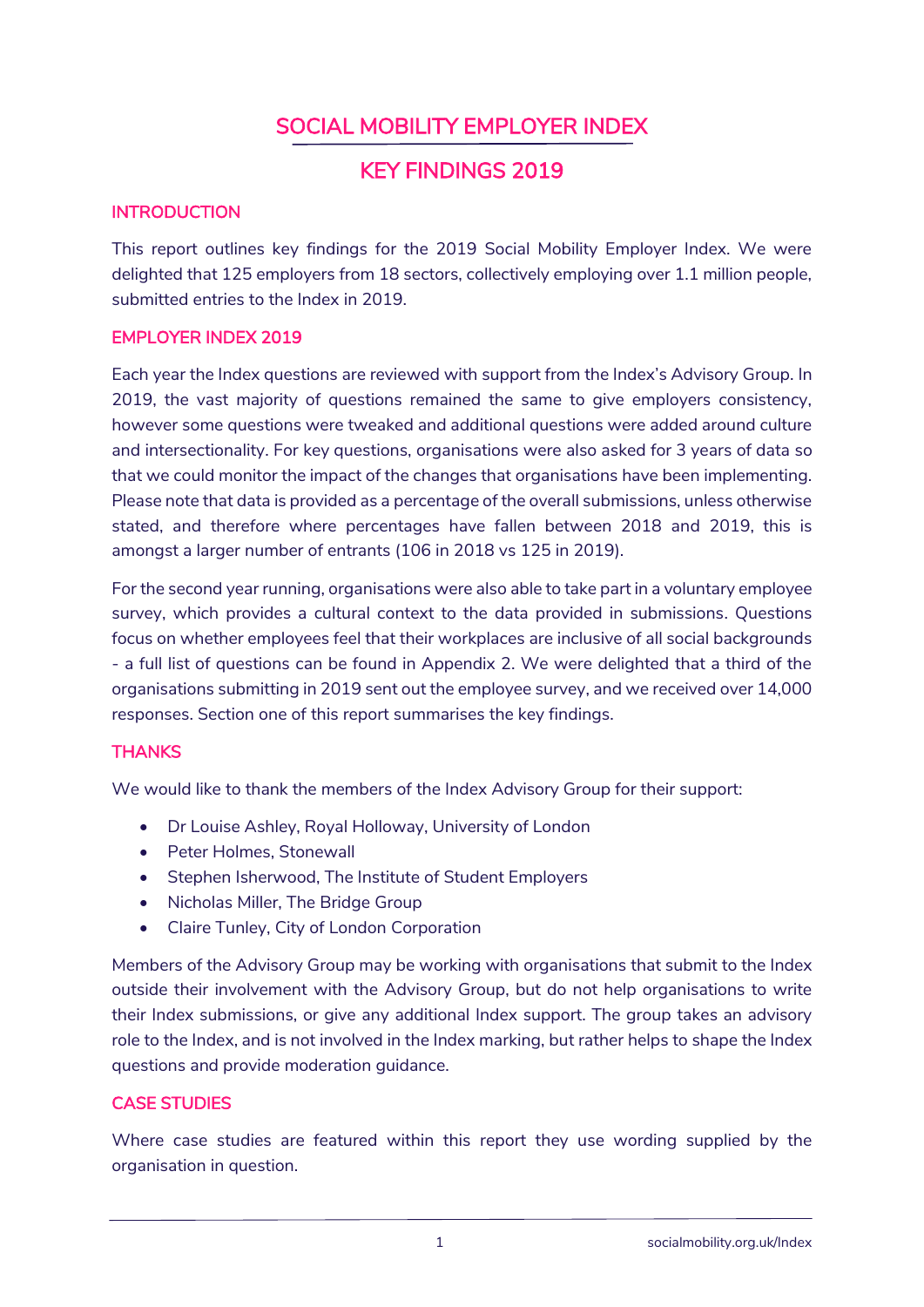# SOCIAL MOBILITY EMPLOYER INDEX

# KEY FINDINGS 2019

## INTRODUCTION

This report outlines key findings for the 2019 Social Mobility Employer Index. We were delighted that 125 employers from 18 sectors, collectively employing over 1.1 million people, submitted entries to the Index in 2019.

## EMPLOYER INDEX 2019

Each year the Index questions are reviewed with support from the Index's Advisory Group. In 2019, the vast majority of questions remained the same to give employers consistency, however some questions were tweaked and additional questions were added around culture and intersectionality. For key questions, organisations were also asked for 3 years of data so that we could monitor the impact of the changes that organisations have been implementing. Please note that data is provided as a percentage of the overall submissions, unless otherwise stated, and therefore where percentages have fallen between 2018 and 2019, this is amongst a larger number of entrants (106 in 2018 vs 125 in 2019).

For the second year running, organisations were also able to take part in a voluntary employee survey, which provides a cultural context to the data provided in submissions. Questions focus on whether employees feel that their workplaces are inclusive of all social backgrounds - a full list of questions can be found in Appendix 2. We were delighted that a third of the organisations submitting in 2019 sent out the employee survey, and we received over 14,000 responses. Section one of this report summarises the key findings.

## THANKS

We would like to thank the members of the Index Advisory Group for their support:

- Dr Louise Ashley, Royal Holloway, University of London
- Peter Holmes, Stonewall
- Stephen Isherwood, The Institute of Student Employers
- Nicholas Miller, The Bridge Group
- Claire Tunley, City of London Corporation

Members of the Advisory Group may be working with organisations that submit to the Index outside their involvement with the Advisory Group, but do not help organisations to write their Index submissions, or give any additional Index support. The group takes an advisory role to the Index, and is not involved in the Index marking, but rather helps to shape the Index questions and provide moderation guidance.

## CASE STUDIES

Where case studies are featured within this report they use wording supplied by the organisation in question.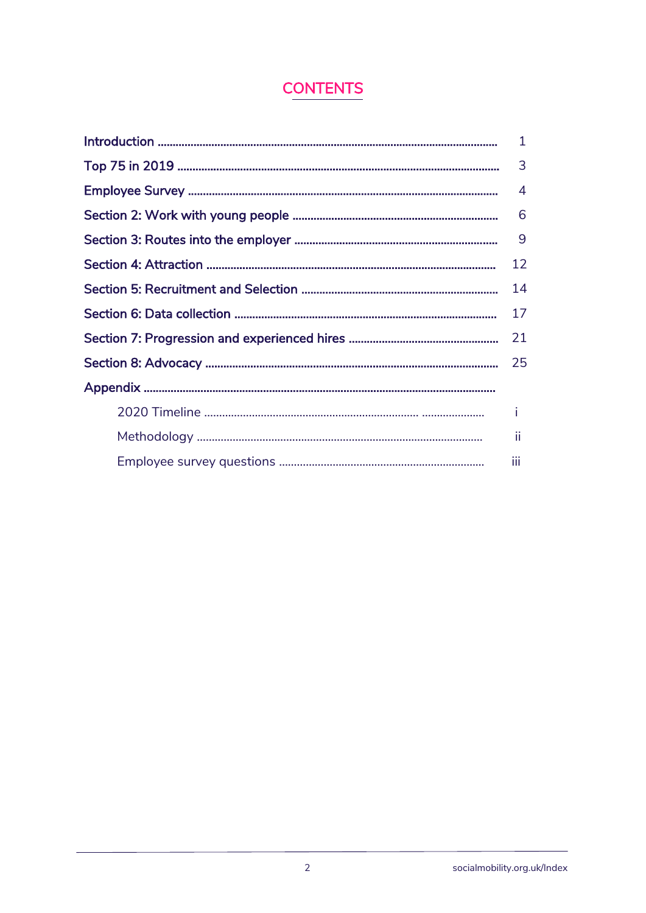# CONTENTS

| | |
|---|---|
| **Introduction** | 1 |
| **Top 75 in 2019** | 3 |
| **Employee Survey** | 4 |
| **Section 2: Work with young people** | 6 |
| **Section 3: Routes into the employer** | 9 |
| **Section 4: Attraction** | 12 |
| **Section 5: Recruitment and Selection** | 14 |
| **Section 6: Data collection** | 17 |
| **Section 7: Progression and experienced hires** | 21 |
| **Section 8: Advocacy** | 25 |
| **Appendix** | |
| 2020 Timeline | i |
| Methodology | ii |
| Employee survey questions | iii |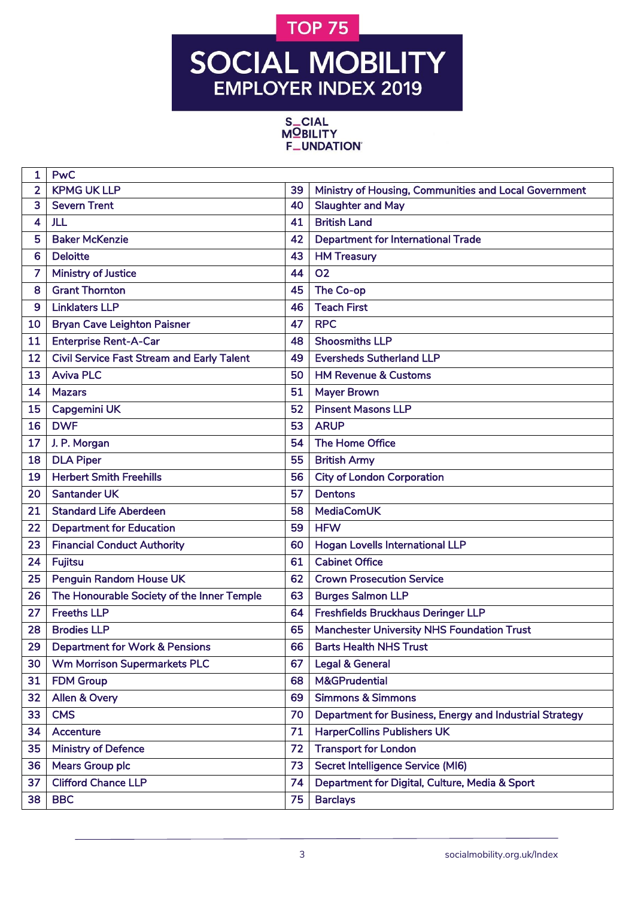# TOP 75

# SOCIAL MOBILITY EMPLOYER INDEX 2019

SOCIAL MOBILITY FOUNDATION

| # | Employer | # | Employer |
|---|---|---|---|
| 1 | PwC | | |
| 2 | KPMG UK LLP | 39 | Ministry of Housing, Communities and Local Government |
| 3 | Severn Trent | 40 | Slaughter and May |
| 4 | JLL | 41 | British Land |
| 5 | Baker McKenzie | 42 | Department for International Trade |
| 6 | Deloitte | 43 | HM Treasury |
| 7 | Ministry of Justice | 44 | O2 |
| 8 | Grant Thornton | 45 | The Co-op |
| 9 | Linklaters LLP | 46 | Teach First |
| 10 | Bryan Cave Leighton Paisner | 47 | RPC |
| 11 | Enterprise Rent-A-Car | 48 | Shoosmiths LLP |
| 12 | Civil Service Fast Stream and Early Talent | 49 | Eversheds Sutherland LLP |
| 13 | Aviva PLC | 50 | HM Revenue & Customs |
| 14 | Mazars | 51 | Mayer Brown |
| 15 | Capgemini UK | 52 | Pinsent Masons LLP |
| 16 | DWF | 53 | ARUP |
| 17 | J. P. Morgan | 54 | The Home Office |
| 18 | DLA Piper | 55 | British Army |
| 19 | Herbert Smith Freehills | 56 | City of London Corporation |
| 20 | Santander UK | 57 | Dentons |
| 21 | Standard Life Aberdeen | 58 | MediaComUK |
| 22 | Department for Education | 59 | HFW |
| 23 | Financial Conduct Authority | 60 | Hogan Lovells International LLP |
| 24 | Fujitsu | 61 | Cabinet Office |
| 25 | Penguin Random House UK | 62 | Crown Prosecution Service |
| 26 | The Honourable Society of the Inner Temple | 63 | Burges Salmon LLP |
| 27 | Freeths LLP | 64 | Freshfields Bruckhaus Deringer LLP |
| 28 | Brodies LLP | 65 | Manchester University NHS Foundation Trust |
| 29 | Department for Work & Pensions | 66 | Barts Health NHS Trust |
| 30 | Wm Morrison Supermarkets PLC | 67 | Legal & General |
| 31 | FDM Group | 68 | M&GPrudential |
| 32 | Allen & Overy | 69 | Simmons & Simmons |
| 33 | CMS | 70 | Department for Business, Energy and Industrial Strategy |
| 34 | Accenture | 71 | HarperCollins Publishers UK |
| 35 | Ministry of Defence | 72 | Transport for London |
| 36 | Mears Group plc | 73 | Secret Intelligence Service (MI6) |
| 37 | Clifford Chance LLP | 74 | Department for Digital, Culture, Media & Sport |
| 38 | BBC | 75 | Barclays |

socialmobility.org.uk/Index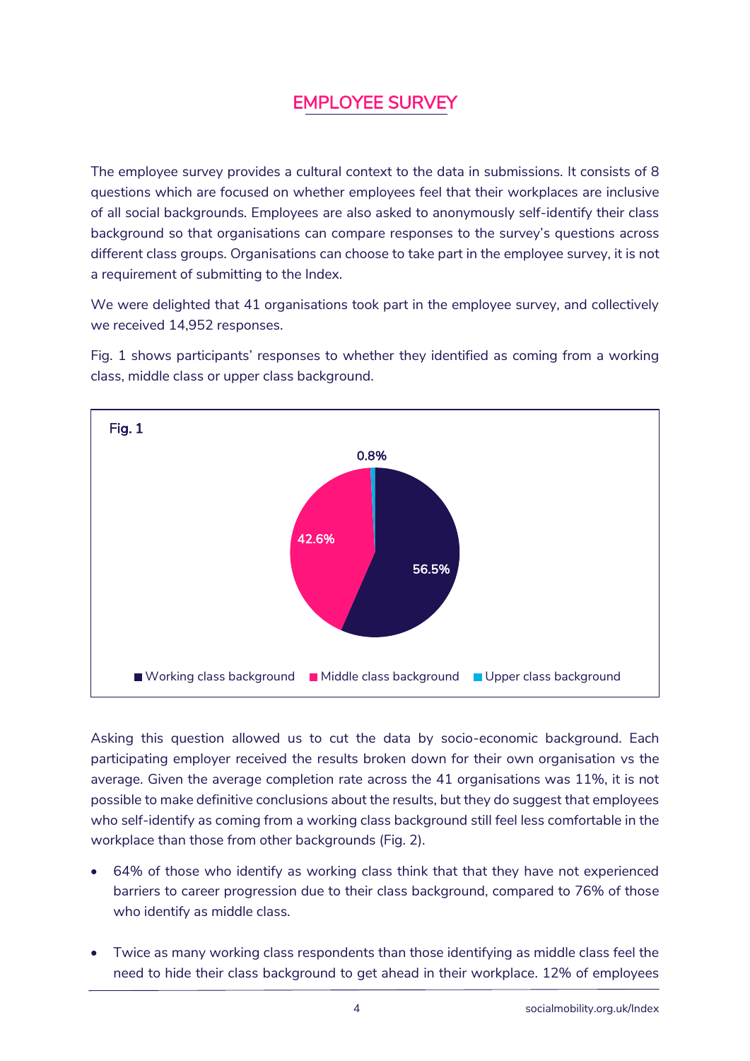## EMPLOYEE SURVEY

The employee survey provides a cultural context to the data in submissions. It consists of 8 questions which are focused on whether employees feel that their workplaces are inclusive of all social backgrounds. Employees are also asked to anonymously self-identify their class background so that organisations can compare responses to the survey's questions across different class groups. Organisations can choose to take part in the employee survey, it is not a requirement of submitting to the Index.

We were delighted that 41 organisations took part in the employee survey, and collectively we received 14,952 responses.

Fig. 1 shows participants' responses to whether they identified as coming from a working class, middle class or upper class background.

Fig. 1

| Background | Percentage |
|---|---|
| Working class background | 56.5% |
| Middle class background | 42.6% |
| Upper class background | 0.8% |

Asking this question allowed us to cut the data by socio-economic background. Each participating employer received the results broken down for their own organisation vs the average. Given the average completion rate across the 41 organisations was 11%, it is not possible to make definitive conclusions about the results, but they do suggest that employees who self-identify as coming from a working class background still feel less comfortable in the workplace than those from other backgrounds (Fig. 2).

- 64% of those who identify as working class think that that they have not experienced barriers to career progression due to their class background, compared to 76% of those who identify as middle class.
- Twice as many working class respondents than those identifying as middle class feel the need to hide their class background to get ahead in their workplace. 12% of employees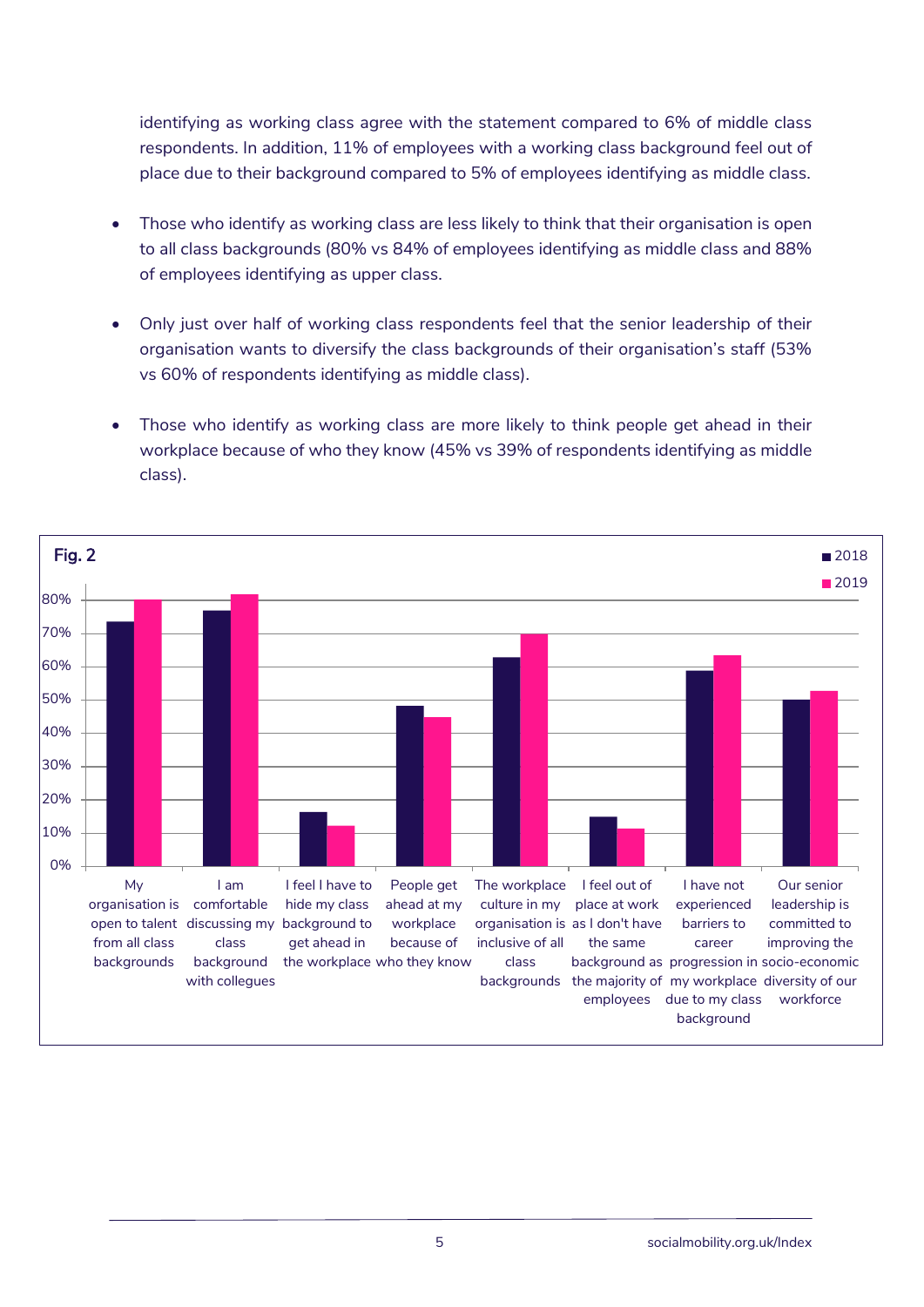identifying as working class agree with the statement compared to 6% of middle class respondents. In addition, 11% of employees with a working class background feel out of place due to their background compared to 5% of employees identifying as middle class.

- Those who identify as working class are less likely to think that their organisation is open to all class backgrounds (80% vs 84% of employees identifying as middle class and 88% of employees identifying as upper class.
- Only just over half of working class respondents feel that the senior leadership of their organisation wants to diversify the class backgrounds of their organisation's staff (53% vs 60% of respondents identifying as middle class).
- Those who identify as working class are more likely to think people get ahead in their workplace because of who they know (45% vs 39% of respondents identifying as middle class).

**Fig. 2**

| Statement | 2018 | 2019 |
|---|---|---|
| My organisation is open to talent from all class backgrounds | ~73% | ~80% |
| I am comfortable discussing my class background with collegues | ~77% | ~82% |
| I feel I have to hide my class background to get ahead in the workplace | ~16% | ~12% |
| People get ahead at my workplace because of who they know | ~48% | ~45% |
| The workplace culture in my organisation is inclusive of all class backgrounds | ~63% | ~70% |
| I feel out of place at work as I don't have the same background as the majority of employees | ~15% | ~11% |
| I have not experienced barriers to career progression in my workplace due to my class background | ~59% | ~63% |
| Our senior leadership is committed to improving the socio-economic diversity of our workforce | ~50% | ~53% |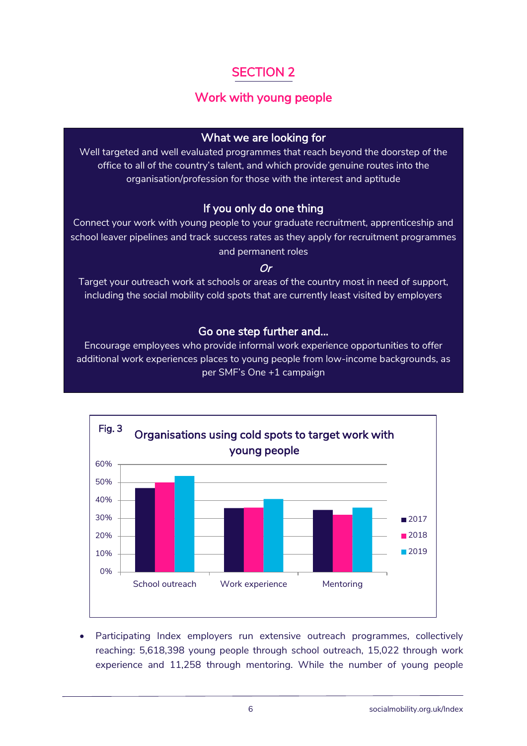# SECTION 2

## Work with young people

### What we are looking for

Well targeted and well evaluated programmes that reach beyond the doorstep of the office to all of the country's talent, and which provide genuine routes into the organisation/profession for those with the interest and aptitude

### If you only do one thing

Connect your work with young people to your graduate recruitment, apprenticeship and school leaver pipelines and track success rates as they apply for recruitment programmes and permanent roles

*Or*

Target your outreach work at schools or areas of the country most in need of support, including the social mobility cold spots that are currently least visited by employers

### Go one step further and...

Encourage employees who provide informal work experience opportunities to offer additional work experiences places to young people from low-income backgrounds, as per SMF's One +1 campaign

**Fig. 3** Organisations using cold spots to target work with young people

| | 2017 | 2018 | 2019 |
|---|---|---|---|
| School outreach | 47% | 50% | 54% |
| Work experience | 36% | 36% | 41% |
| Mentoring | 35% | 32% | 36% |

- Participating Index employers run extensive outreach programmes, collectively reaching: 5,618,398 young people through school outreach, 15,022 through work experience and 11,258 through mentoring. While the number of young people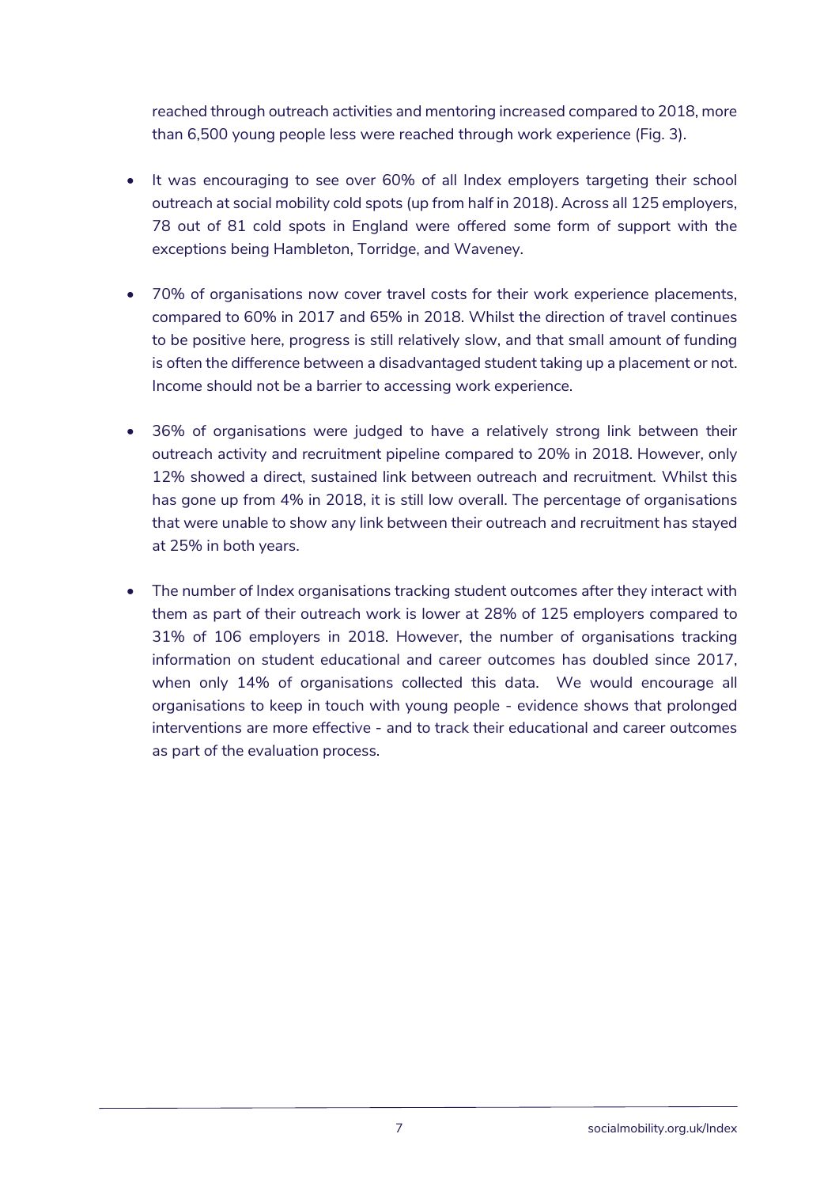reached through outreach activities and mentoring increased compared to 2018, more than 6,500 young people less were reached through work experience (Fig. 3).

- It was encouraging to see over 60% of all Index employers targeting their school outreach at social mobility cold spots (up from half in 2018). Across all 125 employers, 78 out of 81 cold spots in England were offered some form of support with the exceptions being Hambleton, Torridge, and Waveney.

- 70% of organisations now cover travel costs for their work experience placements, compared to 60% in 2017 and 65% in 2018. Whilst the direction of travel continues to be positive here, progress is still relatively slow, and that small amount of funding is often the difference between a disadvantaged student taking up a placement or not. Income should not be a barrier to accessing work experience.

- 36% of organisations were judged to have a relatively strong link between their outreach activity and recruitment pipeline compared to 20% in 2018. However, only 12% showed a direct, sustained link between outreach and recruitment. Whilst this has gone up from 4% in 2018, it is still low overall. The percentage of organisations that were unable to show any link between their outreach and recruitment has stayed at 25% in both years.

- The number of Index organisations tracking student outcomes after they interact with them as part of their outreach work is lower at 28% of 125 employers compared to 31% of 106 employers in 2018. However, the number of organisations tracking information on student educational and career outcomes has doubled since 2017, when only 14% of organisations collected this data. We would encourage all organisations to keep in touch with young people - evidence shows that prolonged interventions are more effective - and to track their educational and career outcomes as part of the evaluation process.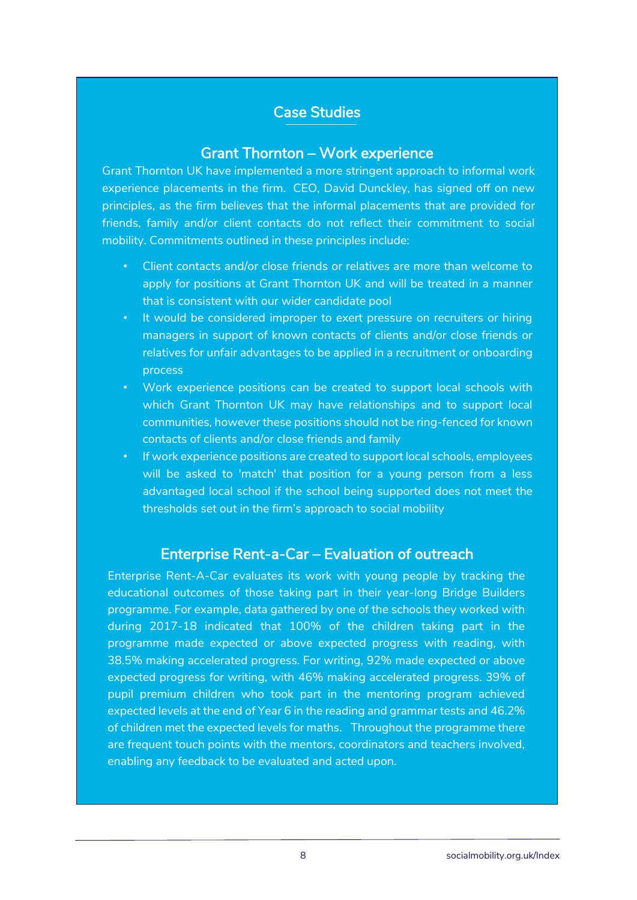## Case Studies

### Grant Thornton – Work experience

Grant Thornton UK have implemented a more stringent approach to informal work experience placements in the firm. CEO, David Dunckley, has signed off on new principles, as the firm believes that the informal placements that are provided for friends, family and/or client contacts do not reflect their commitment to social mobility. Commitments outlined in these principles include:

- Client contacts and/or close friends or relatives are more than welcome to apply for positions at Grant Thornton UK and will be treated in a manner that is consistent with our wider candidate pool
- It would be considered improper to exert pressure on recruiters or hiring managers in support of known contacts of clients and/or close friends or relatives for unfair advantages to be applied in a recruitment or onboarding process
- Work experience positions can be created to support local schools with which Grant Thornton UK may have relationships and to support local communities, however these positions should not be ring-fenced for known contacts of clients and/or close friends and family
- If work experience positions are created to support local schools, employees will be asked to 'match' that position for a young person from a less advantaged local school if the school being supported does not meet the thresholds set out in the firm's approach to social mobility

### Enterprise Rent-a-Car – Evaluation of outreach

Enterprise Rent-A-Car evaluates its work with young people by tracking the educational outcomes of those taking part in their year-long Bridge Builders programme. For example, data gathered by one of the schools they worked with during 2017-18 indicated that 100% of the children taking part in the programme made expected or above expected progress with reading, with 38.5% making accelerated progress. For writing, 92% made expected or above expected progress for writing, with 46% making accelerated progress. 39% of pupil premium children who took part in the mentoring program achieved expected levels at the end of Year 6 in the reading and grammar tests and 46.2% of children met the expected levels for maths. Throughout the programme there are frequent touch points with the mentors, coordinators and teachers involved, enabling any feedback to be evaluated and acted upon.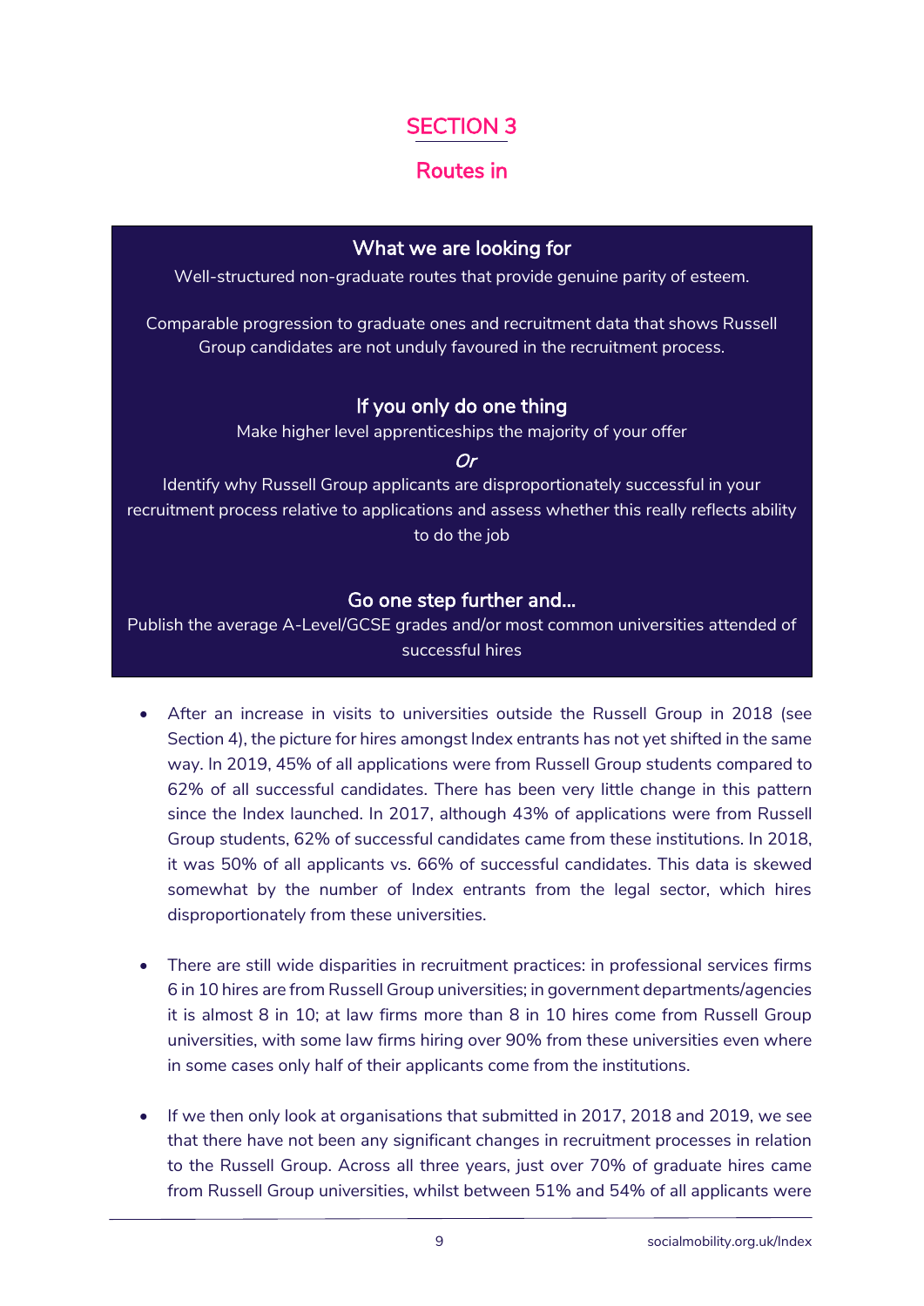# SECTION 3

## Routes in

### What we are looking for

Well-structured non-graduate routes that provide genuine parity of esteem.

Comparable progression to graduate ones and recruitment data that shows Russell Group candidates are not unduly favoured in the recruitment process.

### If you only do one thing

Make higher level apprenticeships the majority of your offer

*Or*

Identify why Russell Group applicants are disproportionately successful in your recruitment process relative to applications and assess whether this really reflects ability to do the job

### Go one step further and...

Publish the average A-Level/GCSE grades and/or most common universities attended of successful hires

- After an increase in visits to universities outside the Russell Group in 2018 (see Section 4), the picture for hires amongst Index entrants has not yet shifted in the same way. In 2019, 45% of all applications were from Russell Group students compared to 62% of all successful candidates. There has been very little change in this pattern since the Index launched. In 2017, although 43% of applications were from Russell Group students, 62% of successful candidates came from these institutions. In 2018, it was 50% of all applicants vs. 66% of successful candidates. This data is skewed somewhat by the number of Index entrants from the legal sector, which hires disproportionately from these universities.

- There are still wide disparities in recruitment practices: in professional services firms 6 in 10 hires are from Russell Group universities; in government departments/agencies it is almost 8 in 10; at law firms more than 8 in 10 hires come from Russell Group universities, with some law firms hiring over 90% from these universities even where in some cases only half of their applicants come from the institutions.

- If we then only look at organisations that submitted in 2017, 2018 and 2019, we see that there have not been any significant changes in recruitment processes in relation to the Russell Group. Across all three years, just over 70% of graduate hires came from Russell Group universities, whilst between 51% and 54% of all applicants were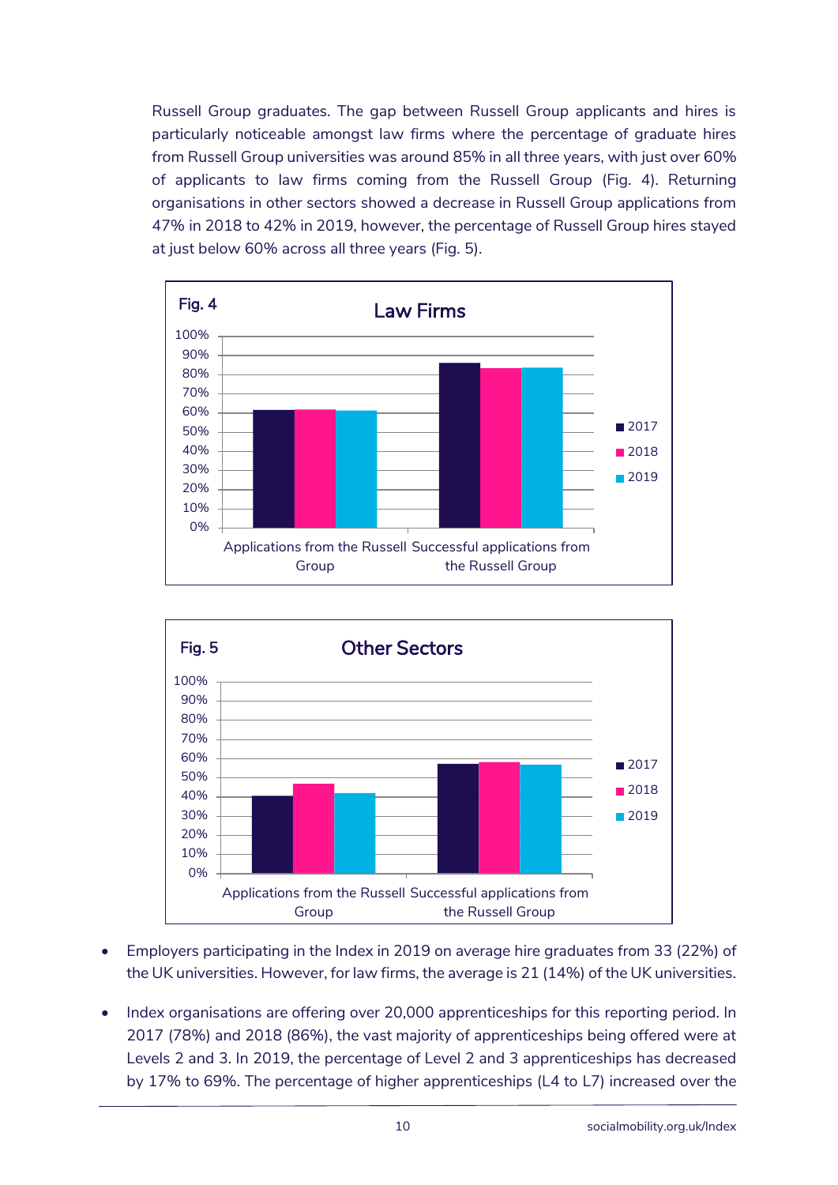Russell Group graduates. The gap between Russell Group applicants and hires is particularly noticeable amongst law firms where the percentage of graduate hires from Russell Group universities was around 85% in all three years, with just over 60% of applicants to law firms coming from the Russell Group (Fig. 4). Returning organisations in other sectors showed a decrease in Russell Group applications from 47% in 2018 to 42% in 2019, however, the percentage of Russell Group hires stayed at just below 60% across all three years (Fig. 5).

Fig. 4 Law Firms

Fig. 5 Other Sectors

- Employers participating in the Index in 2019 on average hire graduates from 33 (22%) of the UK universities. However, for law firms, the average is 21 (14%) of the UK universities.
- Index organisations are offering over 20,000 apprenticeships for this reporting period. In 2017 (78%) and 2018 (86%), the vast majority of apprenticeships being offered were at Levels 2 and 3. In 2019, the percentage of Level 2 and 3 apprenticeships has decreased by 17% to 69%. The percentage of higher apprenticeships (L4 to L7) increased over the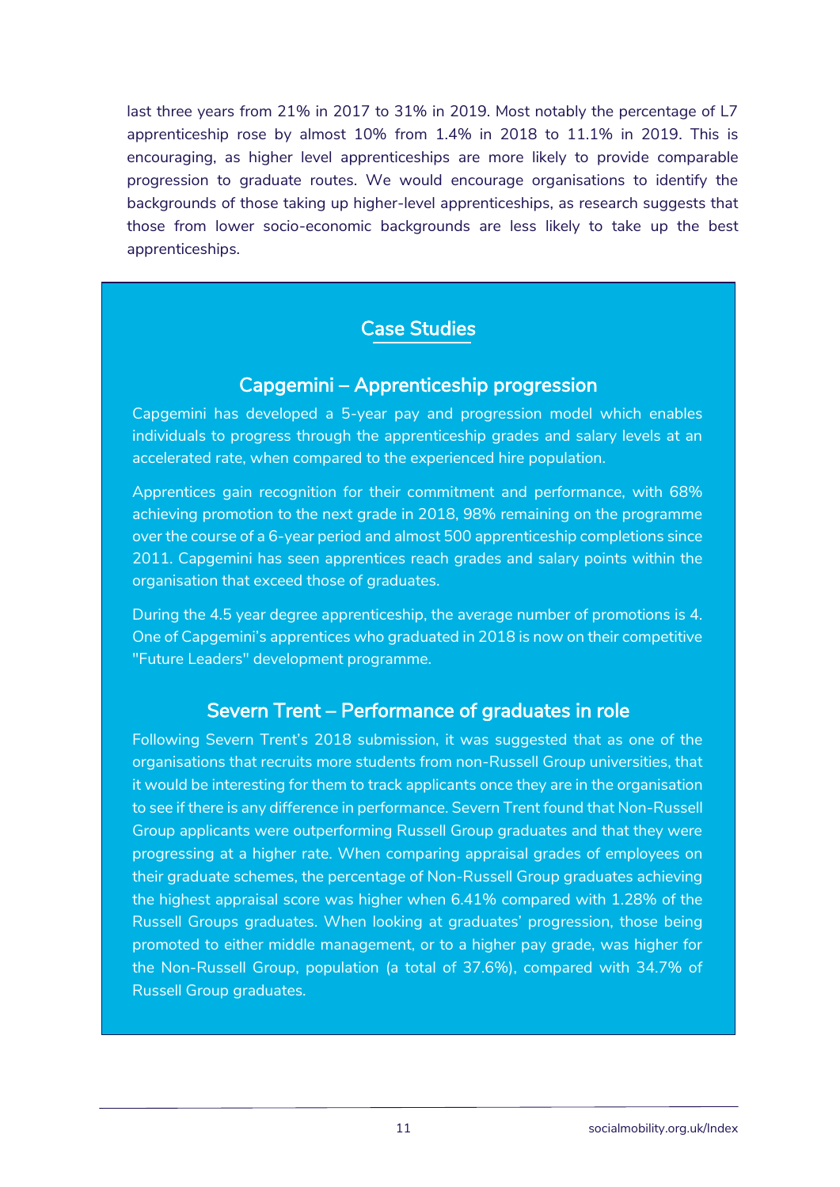last three years from 21% in 2017 to 31% in 2019. Most notably the percentage of L7 apprenticeship rose by almost 10% from 1.4% in 2018 to 11.1% in 2019. This is encouraging, as higher level apprenticeships are more likely to provide comparable progression to graduate routes. We would encourage organisations to identify the backgrounds of those taking up higher-level apprenticeships, as research suggests that those from lower socio-economic backgrounds are less likely to take up the best apprenticeships.

## Case Studies

### Capgemini – Apprenticeship progression

Capgemini has developed a 5-year pay and progression model which enables individuals to progress through the apprenticeship grades and salary levels at an accelerated rate, when compared to the experienced hire population.

Apprentices gain recognition for their commitment and performance, with 68% achieving promotion to the next grade in 2018, 98% remaining on the programme over the course of a 6-year period and almost 500 apprenticeship completions since 2011. Capgemini has seen apprentices reach grades and salary points within the organisation that exceed those of graduates.

During the 4.5 year degree apprenticeship, the average number of promotions is 4. One of Capgemini's apprentices who graduated in 2018 is now on their competitive "Future Leaders" development programme.

### Severn Trent – Performance of graduates in role

Following Severn Trent's 2018 submission, it was suggested that as one of the organisations that recruits more students from non-Russell Group universities, that it would be interesting for them to track applicants once they are in the organisation to see if there is any difference in performance. Severn Trent found that Non-Russell Group applicants were outperforming Russell Group graduates and that they were progressing at a higher rate. When comparing appraisal grades of employees on their graduate schemes, the percentage of Non-Russell Group graduates achieving the highest appraisal score was higher when 6.41% compared with 1.28% of the Russell Groups graduates. When looking at graduates' progression, those being promoted to either middle management, or to a higher pay grade, was higher for the Non-Russell Group, population (a total of 37.6%), compared with 34.7% of Russell Group graduates.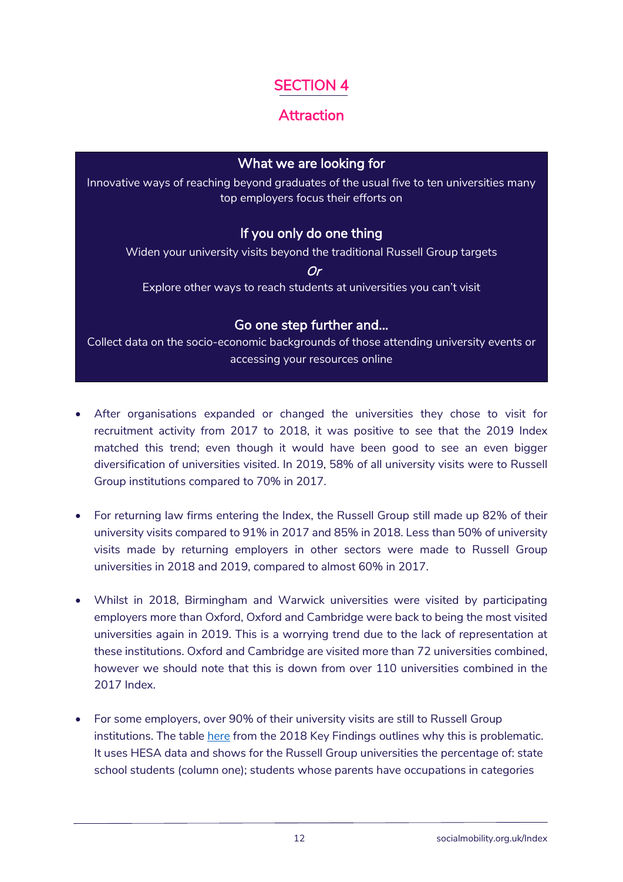# SECTION 4

## Attraction

### What we are looking for

Innovative ways of reaching beyond graduates of the usual five to ten universities many top employers focus their efforts on

### If you only do one thing

Widen your university visits beyond the traditional Russell Group targets

*Or*

Explore other ways to reach students at universities you can't visit

### Go one step further and...

Collect data on the socio-economic backgrounds of those attending university events or accessing your resources online

- After organisations expanded or changed the universities they chose to visit for recruitment activity from 2017 to 2018, it was positive to see that the 2019 Index matched this trend; even though it would have been good to see an even bigger diversification of universities visited. In 2019, 58% of all university visits were to Russell Group institutions compared to 70% in 2017.

- For returning law firms entering the Index, the Russell Group still made up 82% of their university visits compared to 91% in 2017 and 85% in 2018. Less than 50% of university visits made by returning employers in other sectors were made to Russell Group universities in 2018 and 2019, compared to almost 60% in 2017.

- Whilst in 2018, Birmingham and Warwick universities were visited by participating employers more than Oxford, Oxford and Cambridge were back to being the most visited universities again in 2019. This is a worrying trend due to the lack of representation at these institutions. Oxford and Cambridge are visited more than 72 universities combined, however we should note that this is down from over 110 universities combined in the 2017 Index.

- For some employers, over 90% of their university visits are still to Russell Group institutions. The table here from the 2018 Key Findings outlines why this is problematic. It uses HESA data and shows for the Russell Group universities the percentage of: state school students (column one); students whose parents have occupations in categories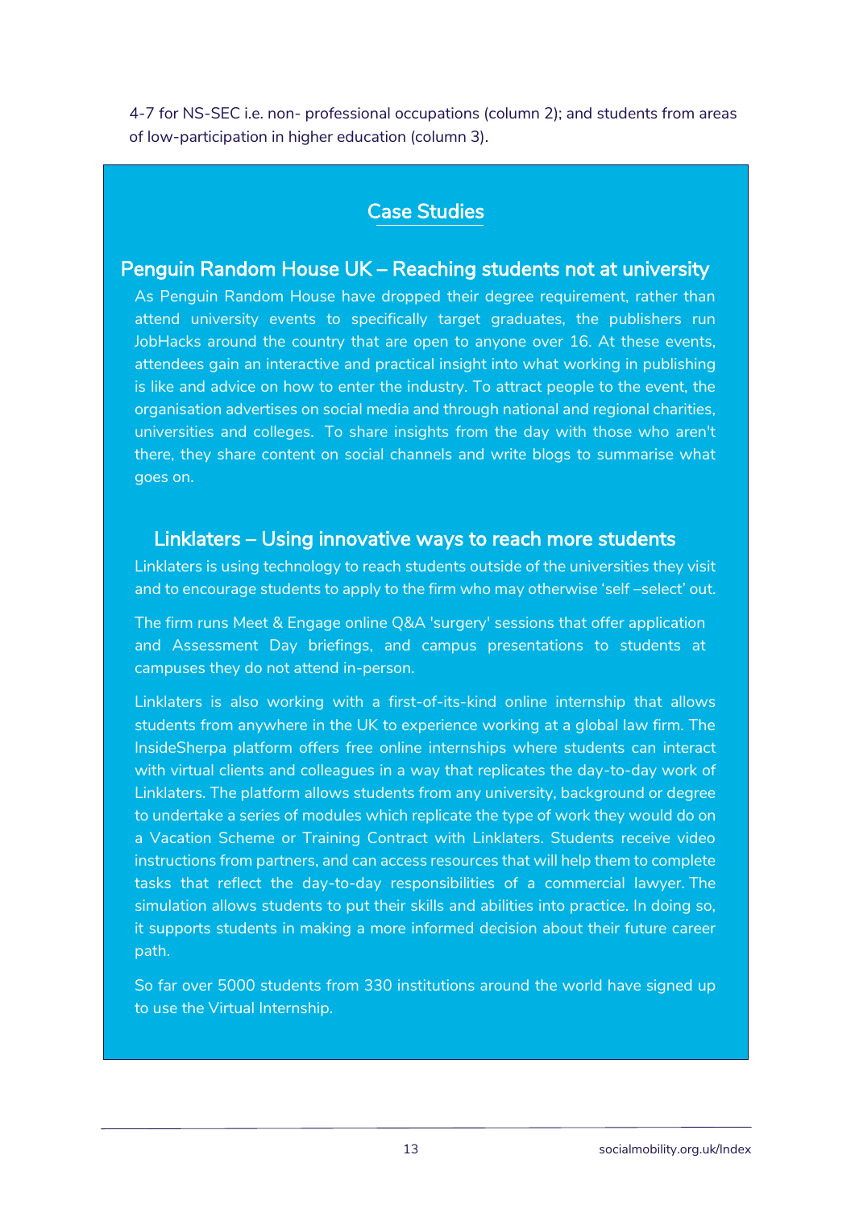4-7 for NS-SEC i.e. non- professional occupations (column 2); and students from areas of low-participation in higher education (column 3).

## Case Studies

### Penguin Random House UK – Reaching students not at university

As Penguin Random House have dropped their degree requirement, rather than attend university events to specifically target graduates, the publishers run JobHacks around the country that are open to anyone over 16. At these events, attendees gain an interactive and practical insight into what working in publishing is like and advice on how to enter the industry. To attract people to the event, the organisation advertises on social media and through national and regional charities, universities and colleges. To share insights from the day with those who aren't there, they share content on social channels and write blogs to summarise what goes on.

### Linklaters – Using innovative ways to reach more students

Linklaters is using technology to reach students outside of the universities they visit and to encourage students to apply to the firm who may otherwise 'self –select' out.

The firm runs Meet & Engage online Q&A 'surgery' sessions that offer application and Assessment Day briefings, and campus presentations to students at campuses they do not attend in-person.

Linklaters is also working with a first-of-its-kind online internship that allows students from anywhere in the UK to experience working at a global law firm. The InsideSherpa platform offers free online internships where students can interact with virtual clients and colleagues in a way that replicates the day-to-day work of Linklaters. The platform allows students from any university, background or degree to undertake a series of modules which replicate the type of work they would do on a Vacation Scheme or Training Contract with Linklaters. Students receive video instructions from partners, and can access resources that will help them to complete tasks that reflect the day-to-day responsibilities of a commercial lawyer. The simulation allows students to put their skills and abilities into practice. In doing so, it supports students in making a more informed decision about their future career path.

So far over 5000 students from 330 institutions around the world have signed up to use the Virtual Internship.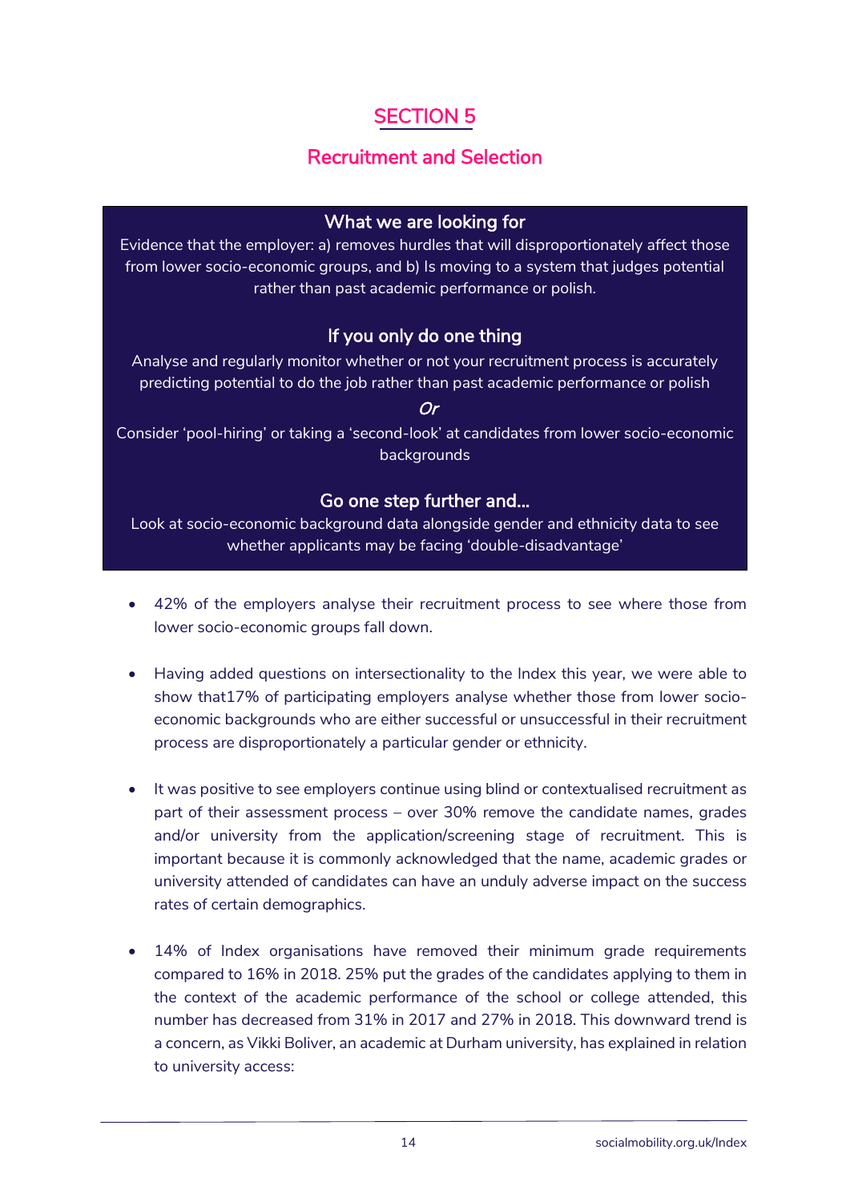# SECTION 5

## Recruitment and Selection

### What we are looking for

Evidence that the employer: a) removes hurdles that will disproportionally affect those from lower socio-economic groups, and b) Is moving to a system that judges potential rather than past academic performance or polish.

### If you only do one thing

Analyse and regularly monitor whether or not your recruitment process is accurately predicting potential to do the job rather than past academic performance or polish

*Or*

Consider 'pool-hiring' or taking a 'second-look' at candidates from lower socio-economic backgrounds

### Go one step further and…

Look at socio-economic background data alongside gender and ethnicity data to see whether applicants may be facing 'double-disadvantage'

- 42% of the employers analyse their recruitment process to see where those from lower socio-economic groups fall down.
- Having added questions on intersectionality to the Index this year, we were able to show that17% of participating employers analyse whether those from lower socio-economic backgrounds who are either successful or unsuccessful in their recruitment process are disproportionately a particular gender or ethnicity.
- It was positive to see employers continue using blind or contextualised recruitment as part of their assessment process – over 30% remove the candidate names, grades and/or university from the application/screening stage of recruitment. This is important because it is commonly acknowledged that the name, academic grades or university attended of candidates can have an unduly adverse impact on the success rates of certain demographics.
- 14% of Index organisations have removed their minimum grade requirements compared to 16% in 2018. 25% put the grades of the candidates applying to them in the context of the academic performance of the school or college attended, this number has decreased from 31% in 2017 and 27% in 2018. This downward trend is a concern, as Vikki Boliver, an academic at Durham university, has explained in relation to university access: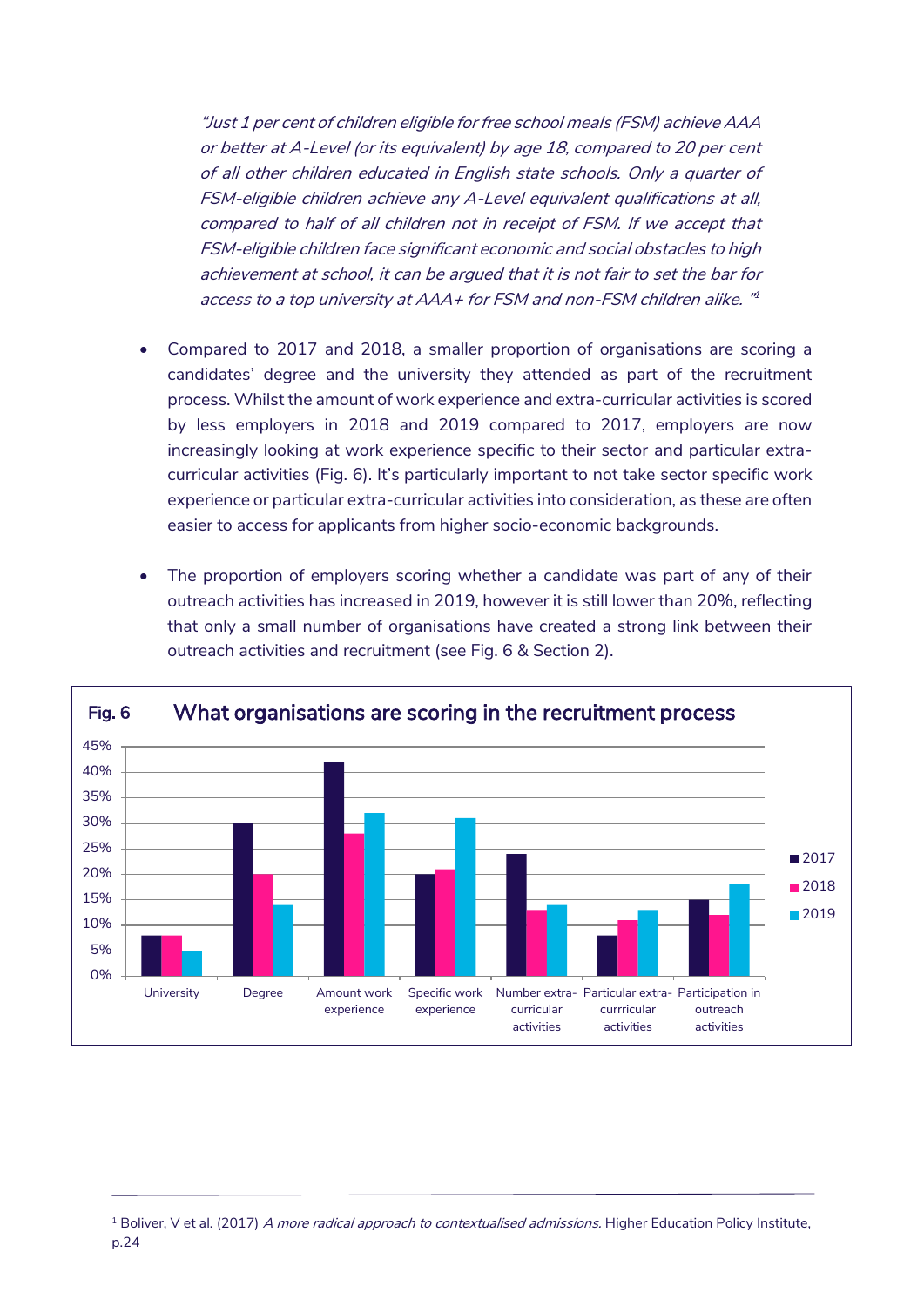*"Just 1 per cent of children eligible for free school meals (FSM) achieve AAA or better at A-Level (or its equivalent) by age 18, compared to 20 per cent of all other children educated in English state schools. Only a quarter of FSM-eligible children achieve any A-Level equivalent qualifications at all, compared to half of all children not in receipt of FSM. If we accept that FSM-eligible children face significant economic and social obstacles to high achievement at school, it can be argued that it is not fair to set the bar for access to a top university at AAA+ for FSM and non-FSM children alike. "*[1]

- Compared to 2017 and 2018, a smaller proportion of organisations are scoring a candidates' degree and the university they attended as part of the recruitment process. Whilst the amount of work experience and extra-curricular activities is scored by less employers in 2018 and 2019 compared to 2017, employers are now increasingly looking at work experience specific to their sector and particular extra-curricular activities (Fig. 6). It's particularly important to not take sector specific work experience or particular extra-curricular activities into consideration, as these are often easier to access for applicants from higher socio-economic backgrounds.

- The proportion of employers scoring whether a candidate was part of any of their outreach activities has increased in 2019, however it is still lower than 20%, reflecting that only a small number of organisations have created a strong link between their outreach activities and recruitment (see Fig. 6 & Section 2).

**Fig. 6 What organisations are scoring in the recruitment process**

| | 2017 | 2018 | 2019 |
|---|---|---|---|
| University | 8% | 8% | 5% |
| Degree | 30% | 20% | 14% |
| Amount work experience | 42% | 28% | 32% |
| Specific work experience | 20% | 21% | 31% |
| Number extra-curricular activities | 24% | 13% | 14% |
| Particular extra-curricular activities | 8% | 11% | 13% |
| Participation in outreach activities | 15% | 12% | 18% |

[1] Boliver, V et al. (2017) *A more radical approach to contextualised admissions*. Higher Education Policy Institute, p.24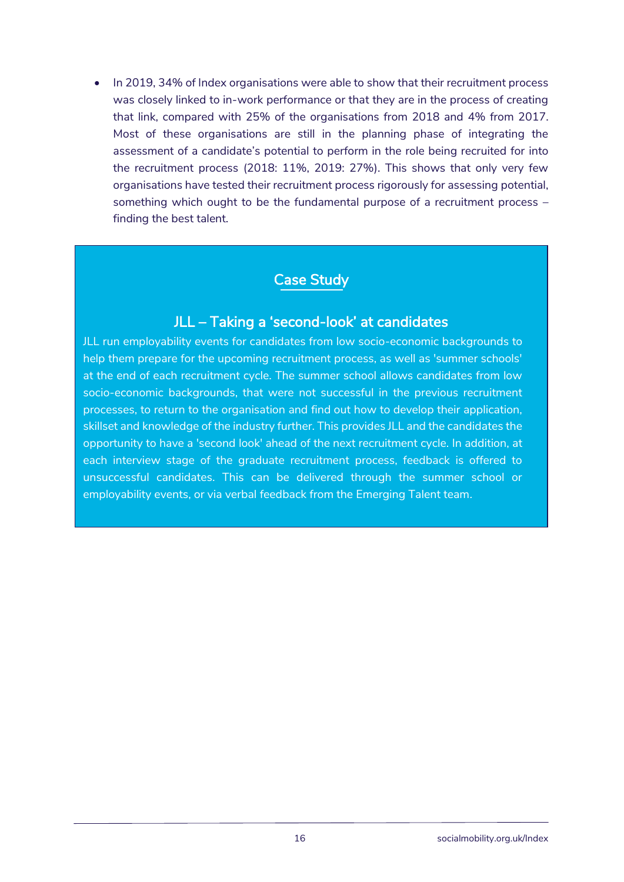- In 2019, 34% of Index organisations were able to show that their recruitment process was closely linked to in-work performance or that they are in the process of creating that link, compared with 25% of the organisations from 2018 and 4% from 2017. Most of these organisations are still in the planning phase of integrating the assessment of a candidate's potential to perform in the role being recruited for into the recruitment process (2018: 11%, 2019: 27%). This shows that only very few organisations have tested their recruitment process rigorously for assessing potential, something which ought to be the fundamental purpose of a recruitment process – finding the best talent.

## Case Study

### JLL – Taking a 'second-look' at candidates

JLL run employability events for candidates from low socio-economic backgrounds to help them prepare for the upcoming recruitment process, as well as 'summer schools' at the end of each recruitment cycle. The summer school allows candidates from low socio-economic backgrounds, that were not successful in the previous recruitment processes, to return to the organisation and find out how to develop their application, skillset and knowledge of the industry further. This provides JLL and the candidates the opportunity to have a 'second look' ahead of the next recruitment cycle. In addition, at each interview stage of the graduate recruitment process, feedback is offered to unsuccessful candidates. This can be delivered through the summer school or employability events, or via verbal feedback from the Emerging Talent team.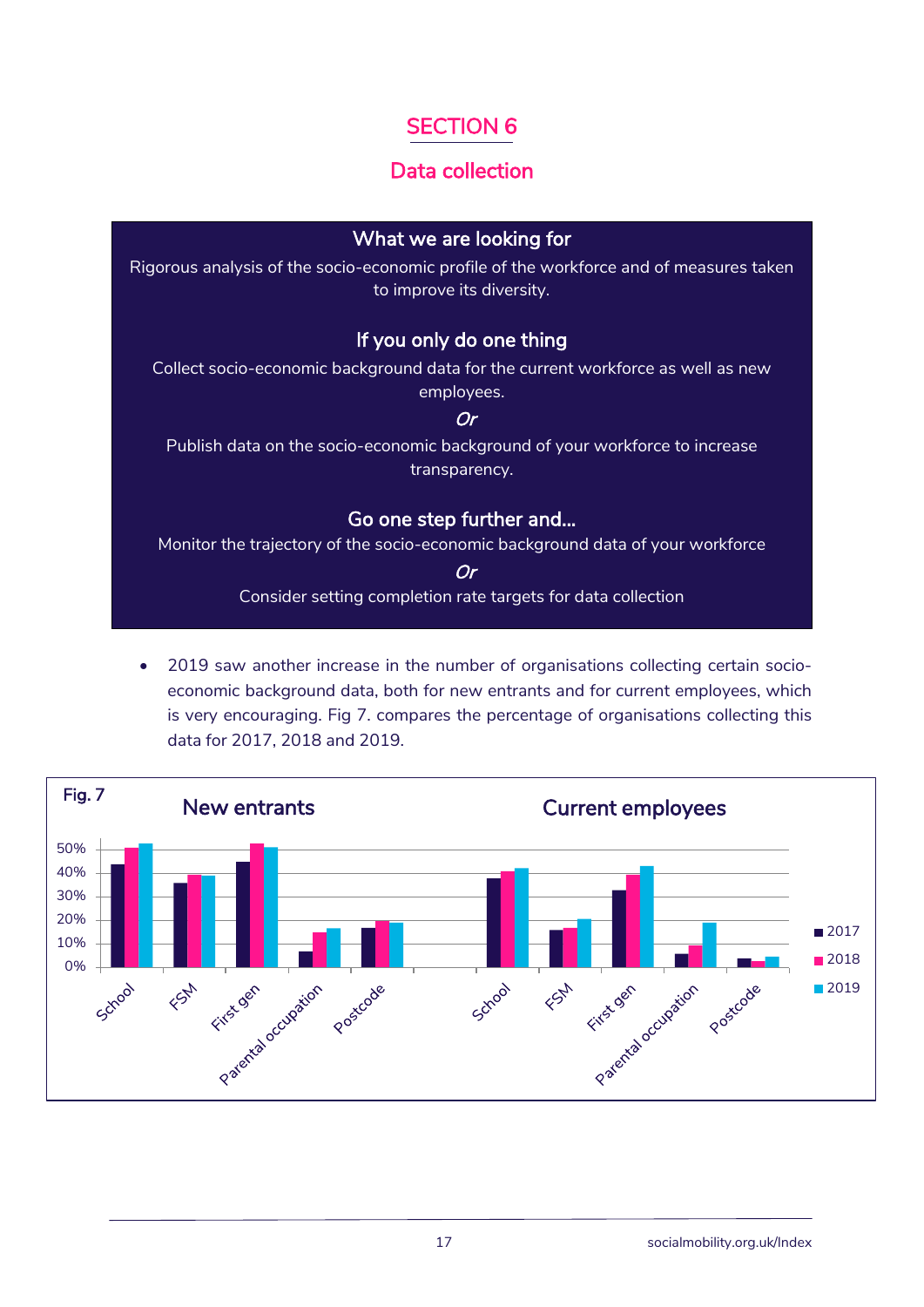# SECTION 6

## Data collection

### What we are looking for

Rigorous analysis of the socio-economic profile of the workforce and of measures taken to improve its diversity.

### If you only do one thing

Collect socio-economic background data for the current workforce as well as new employees.

*Or*

Publish data on the socio-economic background of your workforce to increase transparency.

### Go one step further and…

Monitor the trajectory of the socio-economic background data of your workforce

*Or*

Consider setting completion rate targets for data collection

- 2019 saw another increase in the number of organisations collecting certain socio-economic background data, both for new entrants and for current employees, which is very encouraging. Fig 7. compares the percentage of organisations collecting this data for 2017, 2018 and 2019.

Fig. 7

New entrants | Current employees

School, FSM, First gen, Parental occupation, Postcode

2017, 2018, 2019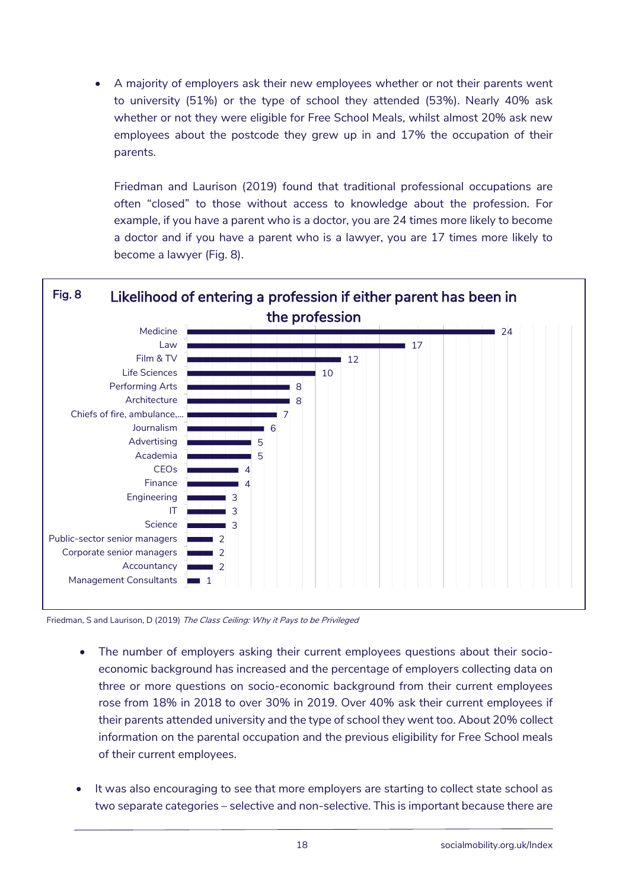- A majority of employers ask their new employees whether or not their parents went to university (51%) or the type of school they attended (53%). Nearly 40% ask whether or not they were eligible for Free School Meals, whilst almost 20% ask new employees about the postcode they grew up in and 17% the occupation of their parents.

  Friedman and Laurison (2019) found that traditional professional occupations are often "closed" to those without access to knowledge about the profession. For example, if you have a parent who is a doctor, you are 24 times more likely to become a doctor and if you have a parent who is a lawyer, you are 17 times more likely to become a lawyer (Fig. 8).

**Fig. 8** Likelihood of entering a profession if either parent has been in the profession

| Profession | Likelihood |
|---|---|
| Medicine | 24 |
| Law | 17 |
| Film & TV | 12 |
| Life Sciences | 10 |
| Performing Arts | 8 |
| Architecture | 8 |
| Chiefs of fire, ambulance,... | 7 |
| Journalism | 6 |
| Advertising | 5 |
| Academia | 5 |
| CEOs | 4 |
| Finance | 4 |
| Engineering | 3 |
| IT | 3 |
| Science | 3 |
| Public-sector senior managers | 2 |
| Corporate senior managers | 2 |
| Accountancy | 2 |
| Management Consultants | 1 |

Friedman, S and Laurison, D (2019) *The Class Ceiling: Why it Pays to be Privileged*

- The number of employers asking their current employees questions about their socio-economic background has increased and the percentage of employers collecting data on three or more questions on socio-economic background from their current employees rose from 18% in 2018 to over 30% in 2019. Over 40% ask their current employees if their parents attended university and the type of school they went too. About 20% collect information on the parental occupation and the previous eligibility for Free School meals of their current employees.

- It was also encouraging to see that more employers are starting to collect state school as two separate categories – selective and non-selective. This is important because there are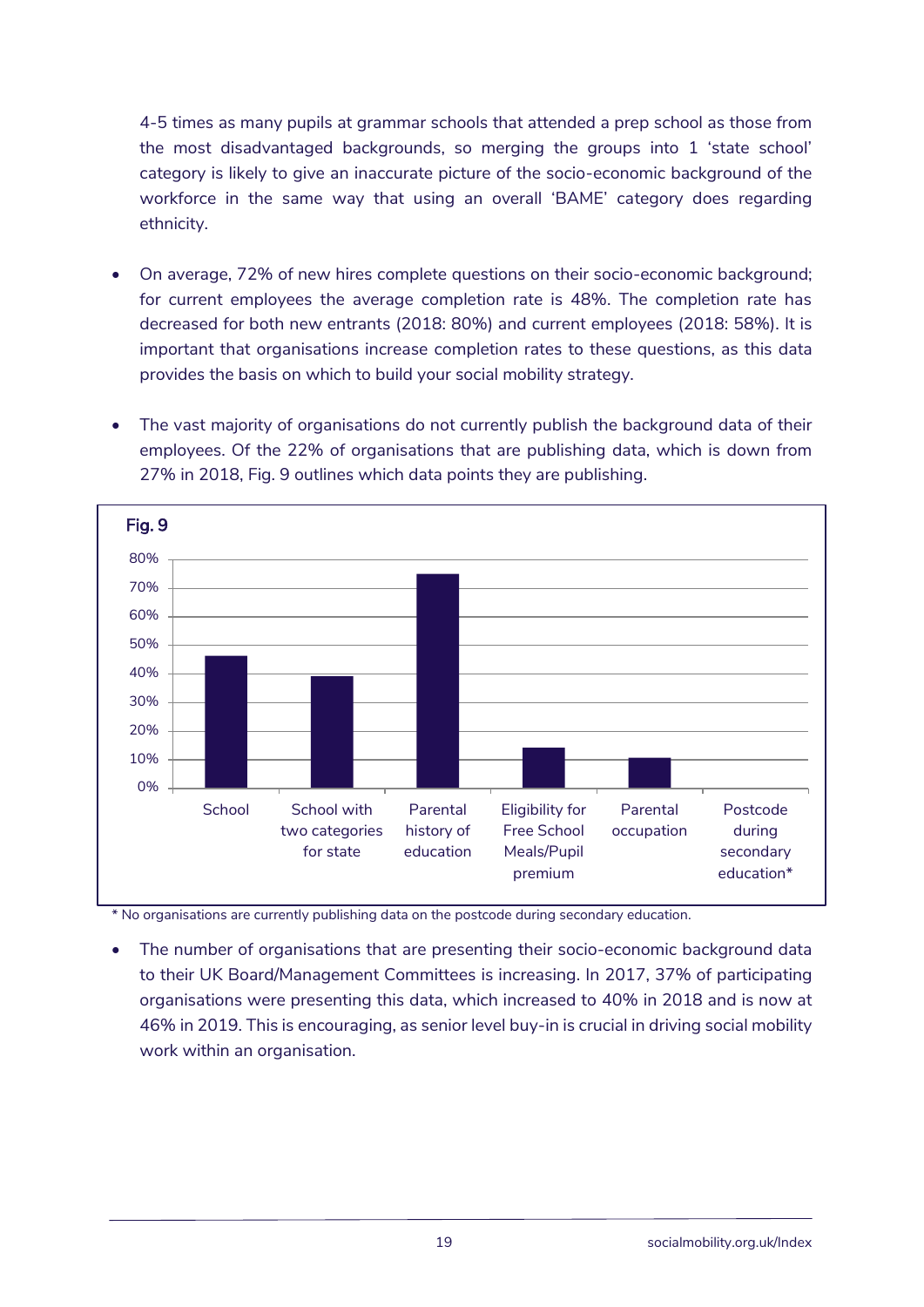4-5 times as many pupils at grammar schools that attended a prep school as those from the most disadvantaged backgrounds, so merging the groups into 1 'state school' category is likely to give an inaccurate picture of the socio-economic background of the workforce in the same way that using an overall 'BAME' category does regarding ethnicity.

- On average, 72% of new hires complete questions on their socio-economic background; for current employees the average completion rate is 48%. The completion rate has decreased for both new entrants (2018: 80%) and current employees (2018: 58%). It is important that organisations increase completion rates to these questions, as this data provides the basis on which to build your social mobility strategy.

- The vast majority of organisations do not currently publish the background data of their employees. Of the 22% of organisations that are publishing data, which is down from 27% in 2018, Fig. 9 outlines which data points they are publishing.

Fig. 9

| Data point | Approx. % |
|---|---|
| School | 46% |
| School with two categories for state | 39% |
| Parental history of education | 75% |
| Eligibility for Free School Meals/Pupil premium | 14% |
| Parental occupation | 11% |
| Postcode during secondary education* | 0% |

\* No organisations are currently publishing data on the postcode during secondary education.

- The number of organisations that are presenting their socio-economic background data to their UK Board/Management Committees is increasing. In 2017, 37% of participating organisations were presenting this data, which increased to 40% in 2018 and is now at 46% in 2019. This is encouraging, as senior level buy-in is crucial in driving social mobility work within an organisation.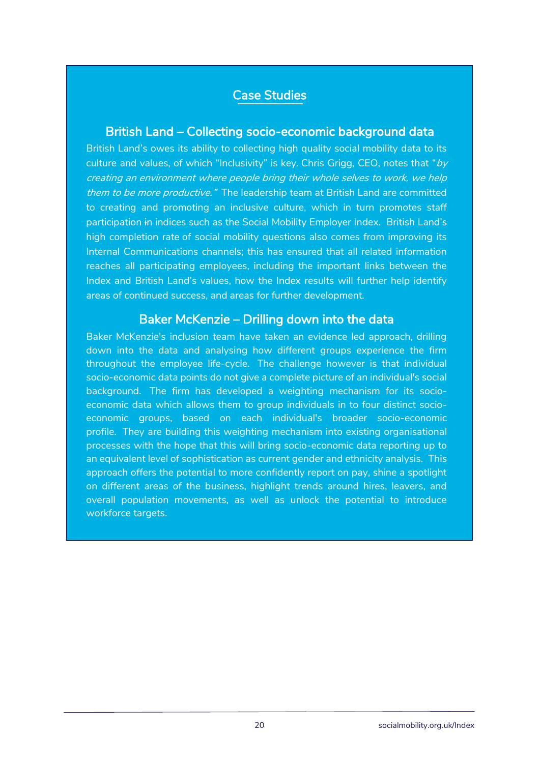## Case Studies

### British Land – Collecting socio-economic background data

British Land's owes its ability to collecting high quality social mobility data to its culture and values, of which "Inclusivity" is key. Chris Grigg, CEO, notes that "*by creating an environment where people bring their whole selves to work, we help them to be more productive.*" The leadership team at British Land are committed to creating and promoting an inclusive culture, which in turn promotes staff participation in indices such as the Social Mobility Employer Index. British Land's high completion rate of social mobility questions also comes from improving its Internal Communications channels; this has ensured that all related information reaches all participating employees, including the important links between the Index and British Land's values, how the Index results will further help identify areas of continued success, and areas for further development.

### Baker McKenzie – Drilling down into the data

Baker McKenzie's inclusion team have taken an evidence led approach, drilling down into the data and analysing how different groups experience the firm throughout the employee life-cycle. The challenge however is that individual socio-economic data points do not give a complete picture of an individual's social background. The firm has developed a weighting mechanism for its socio-economic data which allows them to group individuals in to four distinct socio-economic groups, based on each individual's broader socio-economic profile. They are building this weighting mechanism into existing organisational processes with the hope that this will bring socio-economic data reporting up to an equivalent level of sophistication as current gender and ethnicity analysis. This approach offers the potential to more confidently report on pay, shine a spotlight on different areas of the business, highlight trends around hires, leavers, and overall population movements, as well as unlock the potential to introduce workforce targets.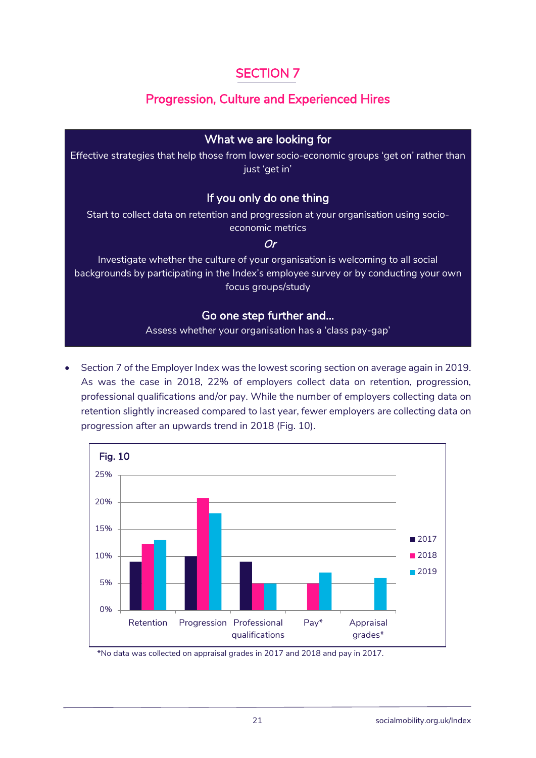# SECTION 7

## Progression, Culture and Experienced Hires

### What we are looking for

Effective strategies that help those from lower socio-economic groups 'get on' rather than just 'get in'

### If you only do one thing

Start to collect data on retention and progression at your organisation using socio-economic metrics

*Or*

Investigate whether the culture of your organisation is welcoming to all social backgrounds by participating in the Index's employee survey or by conducting your own focus groups/study

### Go one step further and...

Assess whether your organisation has a 'class pay-gap'

- Section 7 of the Employer Index was the lowest scoring section on average again in 2019. As was the case in 2018, 22% of employers collect data on retention, progression, professional qualifications and/or pay. While the number of employers collecting data on retention slightly increased compared to last year, fewer employers are collecting data on progression after an upwards trend in 2018 (Fig. 10).

**Fig. 10**

| | 2017 | 2018 | 2019 |
|---|---|---|---|
| Retention | 9% | 12% | 13% |
| Progression | 10% | 21% | 18% |
| Professional qualifications | 9% | 5% | 5% |
| Pay* | | 5% | 7% |
| Appraisal grades* | | | 6% |

*No data was collected on appraisal grades in 2017 and 2018 and pay in 2017.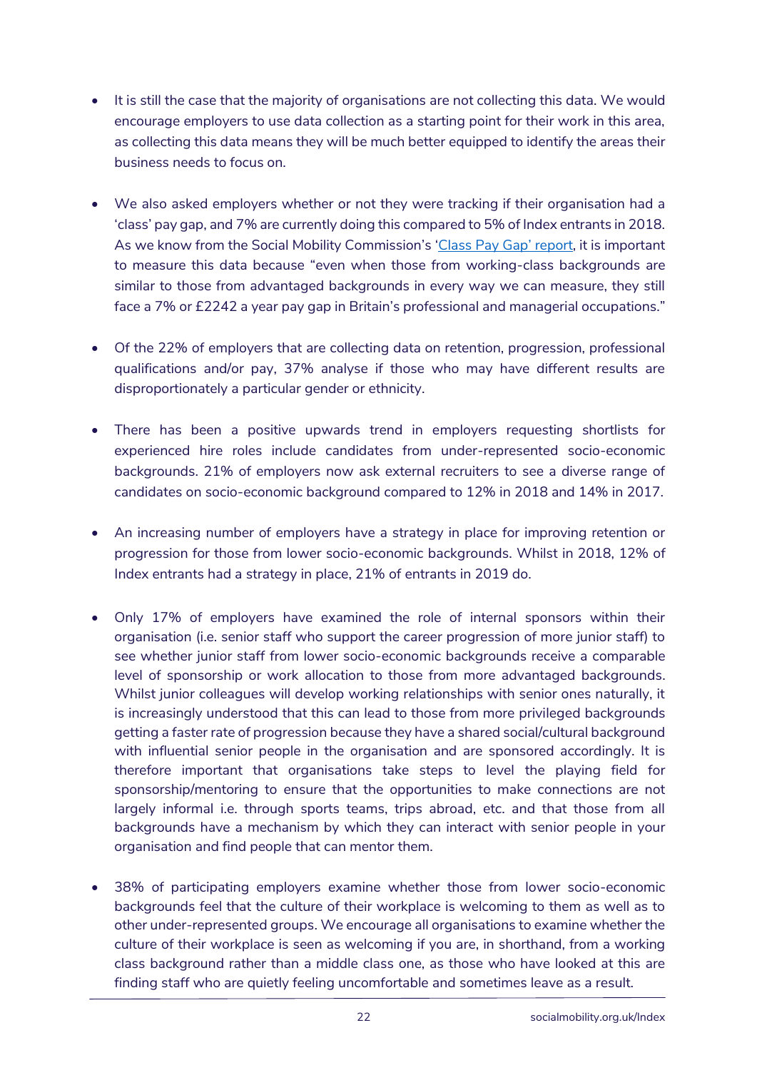- It is still the case that the majority of organisations are not collecting this data. We would encourage employers to use data collection as a starting point for their work in this area, as collecting this data means they will be much better equipped to identify the areas their business needs to focus on.

- We also asked employers whether or not they were tracking if their organisation had a 'class' pay gap, and 7% are currently doing this compared to 5% of Index entrants in 2018. As we know from the Social Mobility Commission's '[Class Pay Gap' report](), it is important to measure this data because "even when those from working-class backgrounds are similar to those from advantaged backgrounds in every way we can measure, they still face a 7% or £2242 a year pay gap in Britain's professional and managerial occupations."

- Of the 22% of employers that are collecting data on retention, progression, professional qualifications and/or pay, 37% analyse if those who may have different results are disproportionately a particular gender or ethnicity.

- There has been a positive upwards trend in employers requesting shortlists for experienced hire roles include candidates from under-represented socio-economic backgrounds. 21% of employers now ask external recruiters to see a diverse range of candidates on socio-economic background compared to 12% in 2018 and 14% in 2017.

- An increasing number of employers have a strategy in place for improving retention or progression for those from lower socio-economic backgrounds. Whilst in 2018, 12% of Index entrants had a strategy in place, 21% of entrants in 2019 do.

- Only 17% of employers have examined the role of internal sponsors within their organisation (i.e. senior staff who support the career progression of more junior staff) to see whether junior staff from lower socio-economic backgrounds receive a comparable level of sponsorship or work allocation to those from more advantaged backgrounds. Whilst junior colleagues will develop working relationships with senior ones naturally, it is increasingly understood that this can lead to those from more privileged backgrounds getting a faster rate of progression because they have a shared social/cultural background with influential senior people in the organisation and are sponsored accordingly. It is therefore important that organisations take steps to level the playing field for sponsorship/mentoring to ensure that the opportunities to make connections are not largely informal i.e. through sports teams, trips abroad, etc. and that those from all backgrounds have a mechanism by which they can interact with senior people in your organisation and find people that can mentor them.

- 38% of participating employers examine whether those from lower socio-economic backgrounds feel that the culture of their workplace is welcoming to them as well as to other under-represented groups. We encourage all organisations to examine whether the culture of their workplace is seen as welcoming if you are, in shorthand, from a working class background rather than a middle class one, as those who have looked at this are finding staff who are quietly feeling uncomfortable and sometimes leave as a result.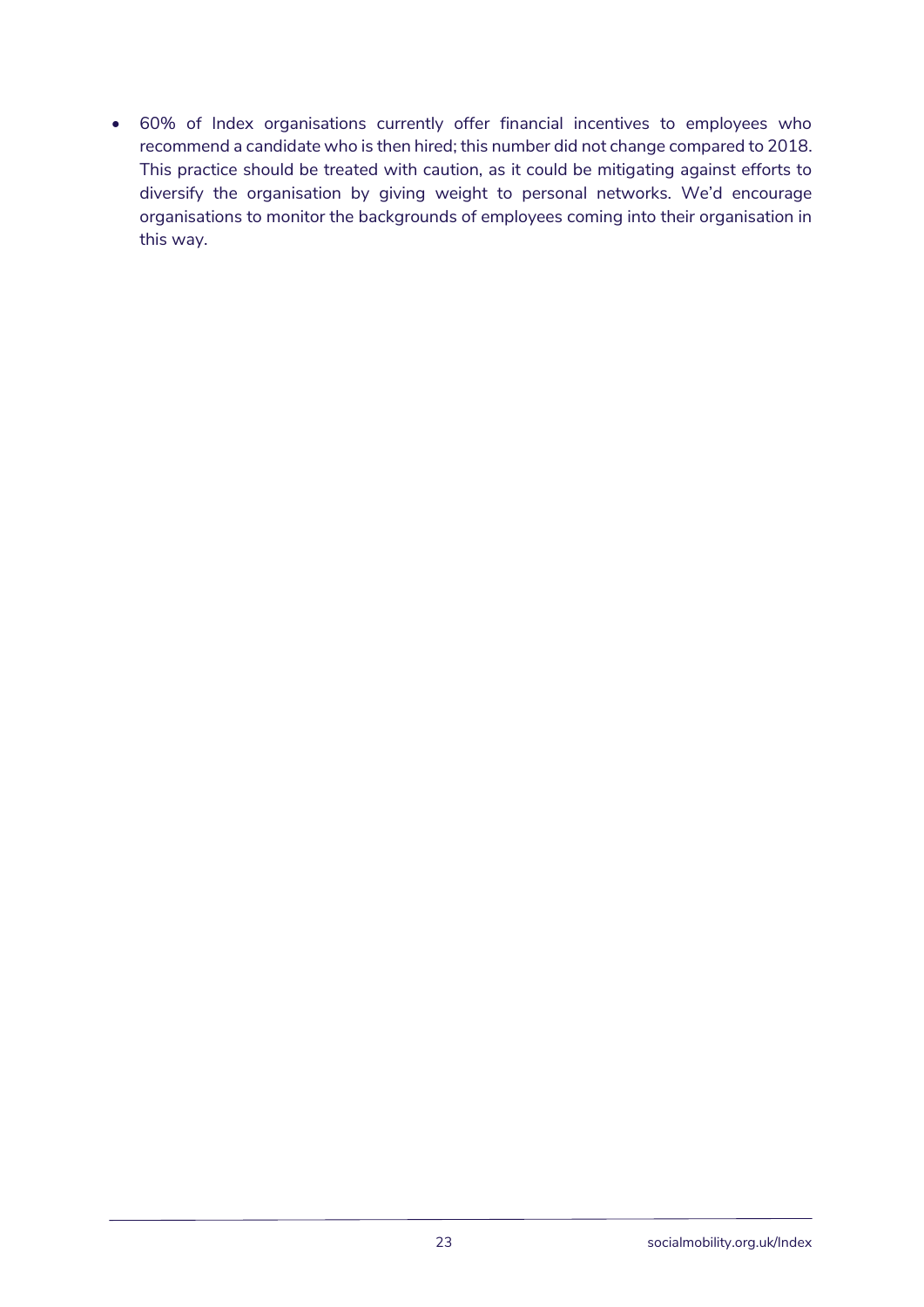- 60% of Index organisations currently offer financial incentives to employees who recommend a candidate who is then hired; this number did not change compared to 2018. This practice should be treated with caution, as it could be mitigating against efforts to diversify the organisation by giving weight to personal networks. We'd encourage organisations to monitor the backgrounds of employees coming into their organisation in this way.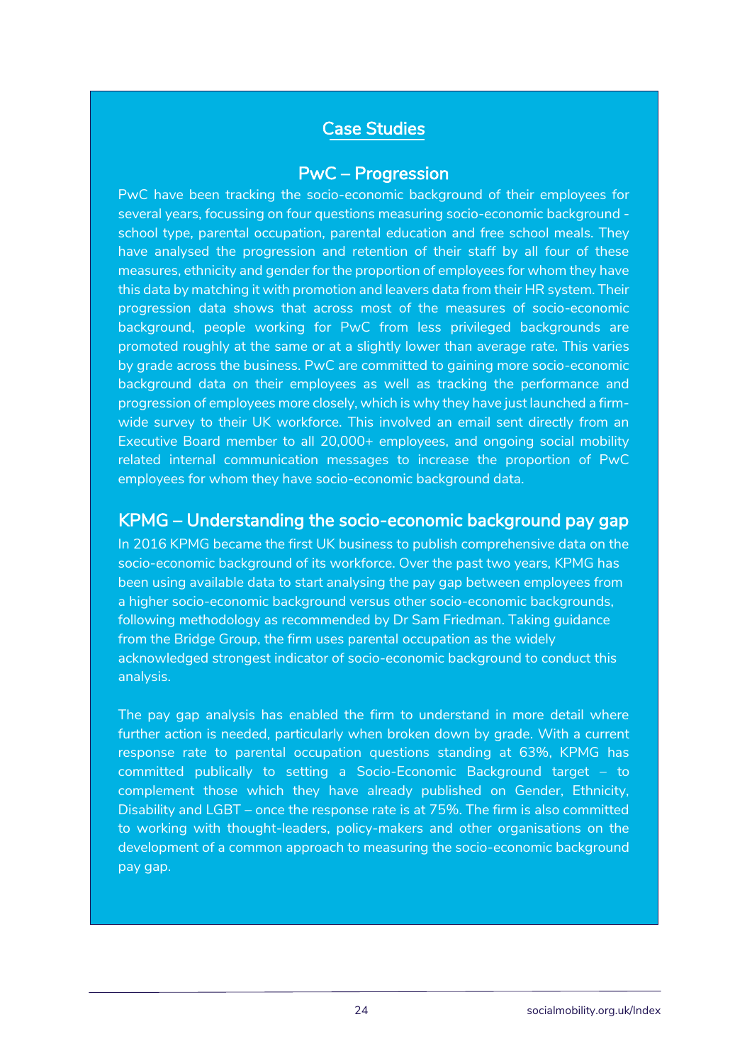## Case Studies

### PwC – Progression

PwC have been tracking the socio-economic background of their employees for several years, focussing on four questions measuring socio-economic background - school type, parental occupation, parental education and free school meals. They have analysed the progression and retention of their staff by all four of these measures, ethnicity and gender for the proportion of employees for whom they have this data by matching it with promotion and leavers data from their HR system. Their progression data shows that across most of the measures of socio-economic background, people working for PwC from less privileged backgrounds are promoted roughly at the same or at a slightly lower than average rate. This varies by grade across the business. PwC are committed to gaining more socio-economic background data on their employees as well as tracking the performance and progression of employees more closely, which is why they have just launched a firm-wide survey to their UK workforce. This involved an email sent directly from an Executive Board member to all 20,000+ employees, and ongoing social mobility related internal communication messages to increase the proportion of PwC employees for whom they have socio-economic background data.

### KPMG – Understanding the socio-economic background pay gap

In 2016 KPMG became the first UK business to publish comprehensive data on the socio-economic background of its workforce. Over the past two years, KPMG has been using available data to start analysing the pay gap between employees from a higher socio-economic background versus other socio-economic backgrounds, following methodology as recommended by Dr Sam Friedman. Taking guidance from the Bridge Group, the firm uses parental occupation as the widely acknowledged strongest indicator of socio-economic background to conduct this analysis.

The pay gap analysis has enabled the firm to understand in more detail where further action is needed, particularly when broken down by grade. With a current response rate to parental occupation questions standing at 63%, KPMG has committed publically to setting a Socio-Economic Background target – to complement those which they have already published on Gender, Ethnicity, Disability and LGBT – once the response rate is at 75%. The firm is also committed to working with thought-leaders, policy-makers and other organisations on the development of a common approach to measuring the socio-economic background pay gap.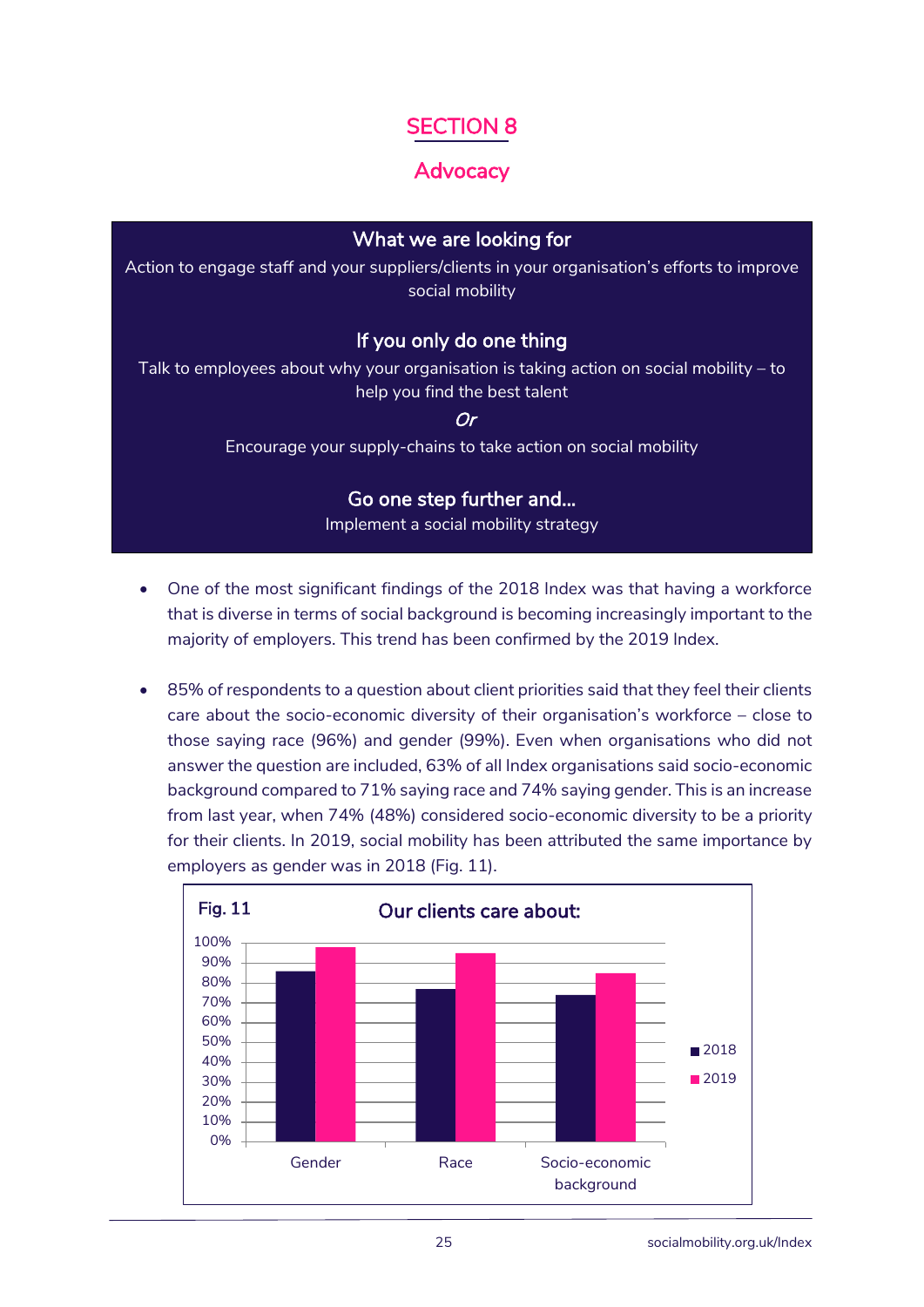# SECTION 8

## Advocacy

### What we are looking for

Action to engage staff and your suppliers/clients in your organisation's efforts to improve social mobility

### If you only do one thing

Talk to employees about why your organisation is taking action on social mobility – to help you find the best talent

*Or*

Encourage your supply-chains to take action on social mobility

### Go one step further and...

Implement a social mobility strategy

- One of the most significant findings of the 2018 Index was that having a workforce that is diverse in terms of social background is becoming increasingly important to the majority of employers. This trend has been confirmed by the 2019 Index.

- 85% of respondents to a question about client priorities said that they feel their clients care about the socio-economic diversity of their organisation's workforce – close to those saying race (96%) and gender (99%). Even when organisations who did not answer the question are included, 63% of all Index organisations said socio-economic background compared to 71% saying race and 74% saying gender. This is an increase from last year, when 74% (48%) considered socio-economic diversity to be a priority for their clients. In 2019, social mobility has been attributed the same importance by employers as gender was in 2018 (Fig. 11).

Fig. 11 Our clients care about:

| | 2018 | 2019 |
|---|---|---|
| Gender | ~86% | ~98% |
| Race | ~77% | ~95% |
| Socio-economic background | ~74% | ~85% |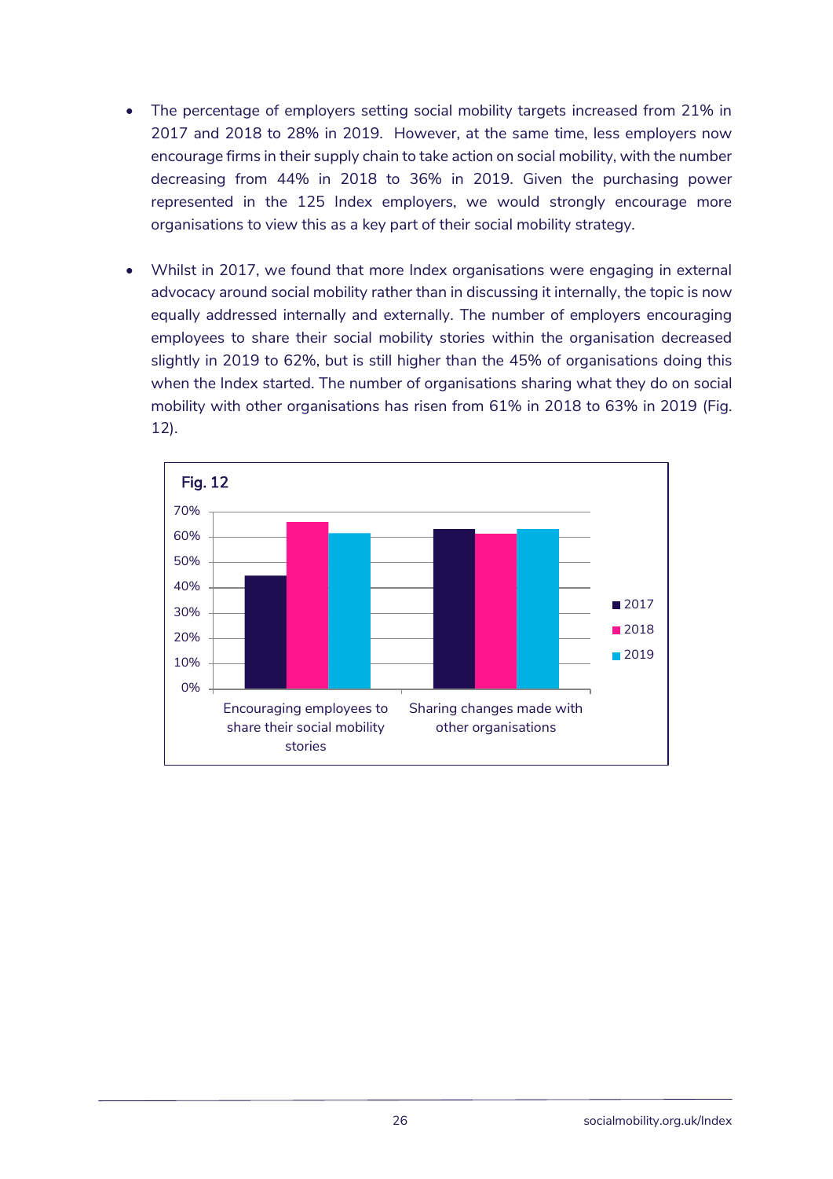- The percentage of employers setting social mobility targets increased from 21% in 2017 and 2018 to 28% in 2019. However, at the same time, less employers now encourage firms in their supply chain to take action on social mobility, with the number decreasing from 44% in 2018 to 36% in 2019. Given the purchasing power represented in the 125 Index employers, we would strongly encourage more organisations to view this as a key part of their social mobility strategy.

- Whilst in 2017, we found that more Index organisations were engaging in external advocacy around social mobility rather than in discussing it internally, the topic is now equally addressed internally and externally. The number of employers encouraging employees to share their social mobility stories within the organisation decreased slightly in 2019 to 62%, but is still higher than the 45% of organisations doing this when the Index started. The number of organisations sharing what they do on social mobility with other organisations has risen from 61% in 2018 to 63% in 2019 (Fig. 12).

**Fig. 12**

| | 2017 | 2018 | 2019 |
|---|---|---|---|
| Encouraging employees to share their social mobility stories | 45% | 66% | 62% |
| Sharing changes made with other organisations | 63% | 61% | 63% |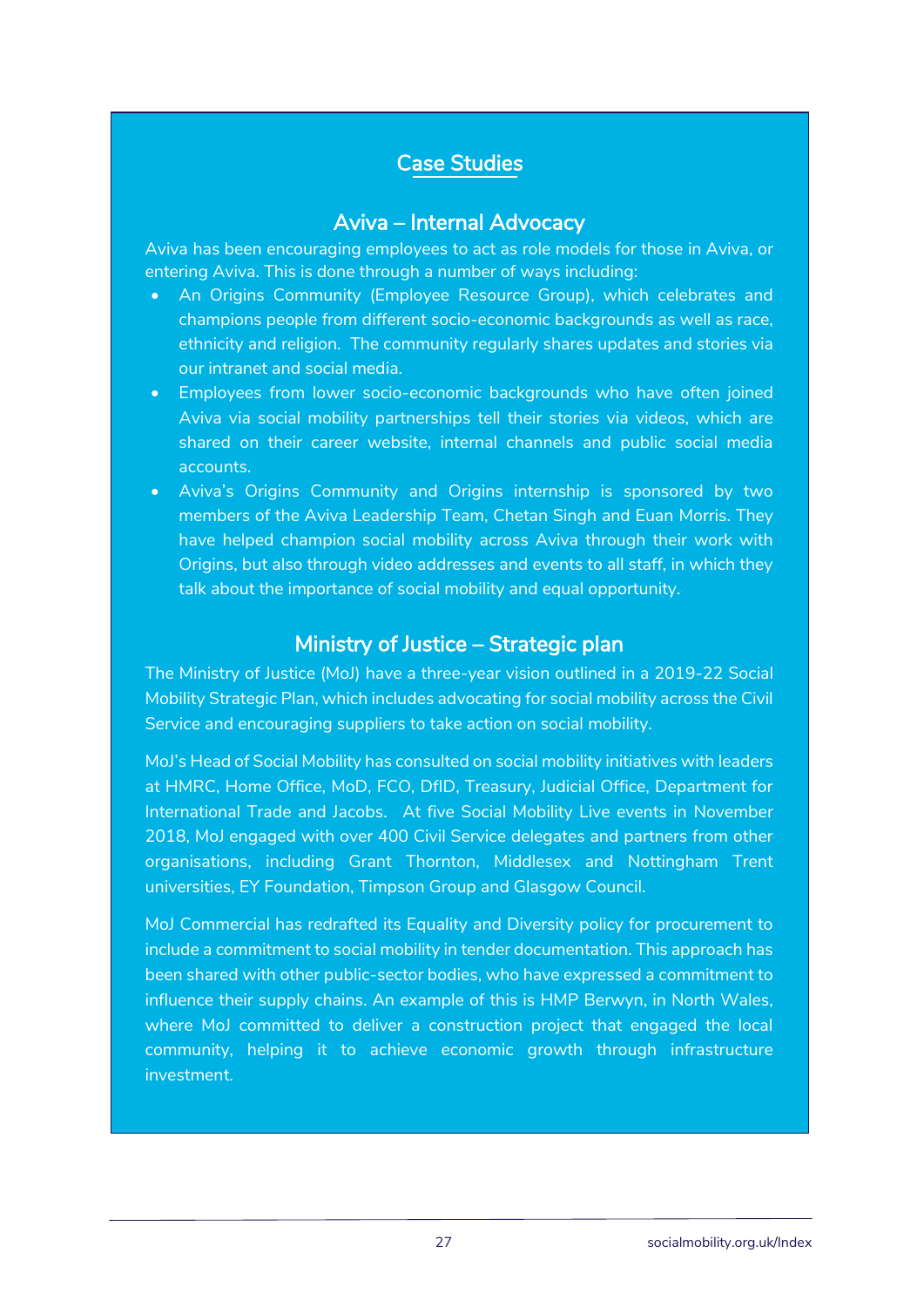## Case Studies

### Aviva – Internal Advocacy

Aviva has been encouraging employees to act as role models for those in Aviva, or entering Aviva. This is done through a number of ways including:

- An Origins Community (Employee Resource Group), which celebrates and champions people from different socio-economic backgrounds as well as race, ethnicity and religion. The community regularly shares updates and stories via our intranet and social media.
- Employees from lower socio-economic backgrounds who have often joined Aviva via social mobility partnerships tell their stories via videos, which are shared on their career website, internal channels and public social media accounts.
- Aviva's Origins Community and Origins internship is sponsored by two members of the Aviva Leadership Team, Chetan Singh and Euan Morris. They have helped champion social mobility across Aviva through their work with Origins, but also through video addresses and events to all staff, in which they talk about the importance of social mobility and equal opportunity.

### Ministry of Justice – Strategic plan

The Ministry of Justice (MoJ) have a three-year vision outlined in a 2019-22 Social Mobility Strategic Plan, which includes advocating for social mobility across the Civil Service and encouraging suppliers to take action on social mobility.

MoJ's Head of Social Mobility has consulted on social mobility initiatives with leaders at HMRC, Home Office, MoD, FCO, DfID, Treasury, Judicial Office, Department for International Trade and Jacobs. At five Social Mobility Live events in November 2018, MoJ engaged with over 400 Civil Service delegates and partners from other organisations, including Grant Thornton, Middlesex and Nottingham Trent universities, EY Foundation, Timpson Group and Glasgow Council.

MoJ Commercial has redrafted its Equality and Diversity policy for procurement to include a commitment to social mobility in tender documentation. This approach has been shared with other public-sector bodies, who have expressed a commitment to influence their supply chains. An example of this is HMP Berwyn, in North Wales, where MoJ committed to deliver a construction project that engaged the local community, helping it to achieve economic growth through infrastructure investment.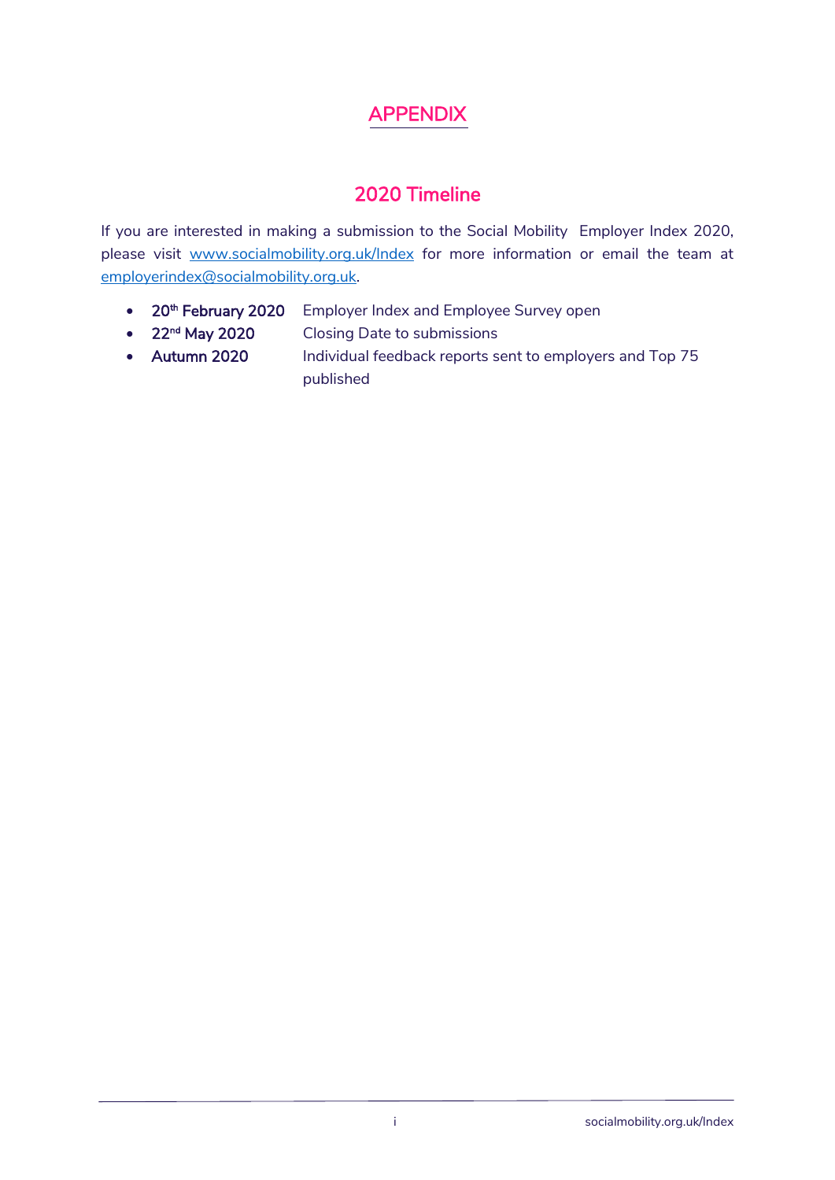# APPENDIX

## 2020 Timeline

If you are interested in making a submission to the Social Mobility Employer Index 2020, please visit www.socialmobility.org.uk/Index for more information or email the team at employerindex@socialmobility.org.uk.

- **20th February 2020** Employer Index and Employee Survey open
- **22nd May 2020** Closing Date to submissions
- **Autumn 2020** Individual feedback reports sent to employers and Top 75 published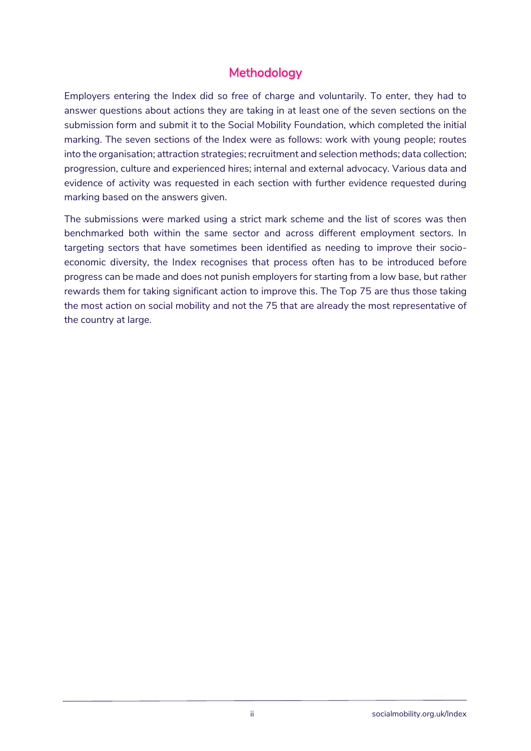## Methodology

Employers entering the Index did so free of charge and voluntarily. To enter, they had to answer questions about actions they are taking in at least one of the seven sections on the submission form and submit it to the Social Mobility Foundation, which completed the initial marking. The seven sections of the Index were as follows: work with young people; routes into the organisation; attraction strategies; recruitment and selection methods; data collection; progression, culture and experienced hires; internal and external advocacy. Various data and evidence of activity was requested in each section with further evidence requested during marking based on the answers given.

The submissions were marked using a strict mark scheme and the list of scores was then benchmarked both within the same sector and across different employment sectors. In targeting sectors that have sometimes been identified as needing to improve their socio-economic diversity, the Index recognises that process often has to be introduced before progress can be made and does not punish employers for starting from a low base, but rather rewards them for taking significant action to improve this. The Top 75 are thus those taking the most action on social mobility and not the 75 that are already the most representative of the country at large.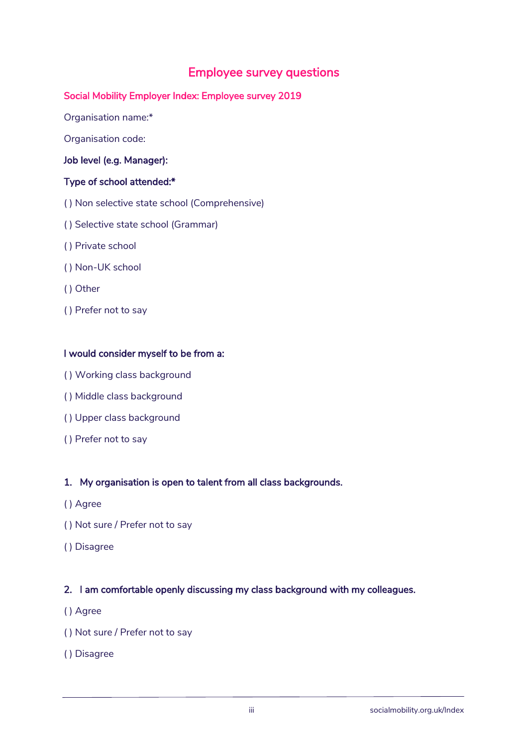# Employee survey questions

## Social Mobility Employer Index: Employee survey 2019

Organisation name:*

Organisation code:

**Job level (e.g. Manager):**

**Type of school attended:***

( ) Non selective state school (Comprehensive)

( ) Selective state school (Grammar)

( ) Private school

( ) Non-UK school

( ) Other

( ) Prefer not to say

**I would consider myself to be from a:**

( ) Working class background

( ) Middle class background

( ) Upper class background

( ) Prefer not to say

**1. My organisation is open to talent from all class backgrounds.**

( ) Agree

( ) Not sure / Prefer not to say

( ) Disagree

**2. I am comfortable openly discussing my class background with my colleagues.**

( ) Agree

( ) Not sure / Prefer not to say

( ) Disagree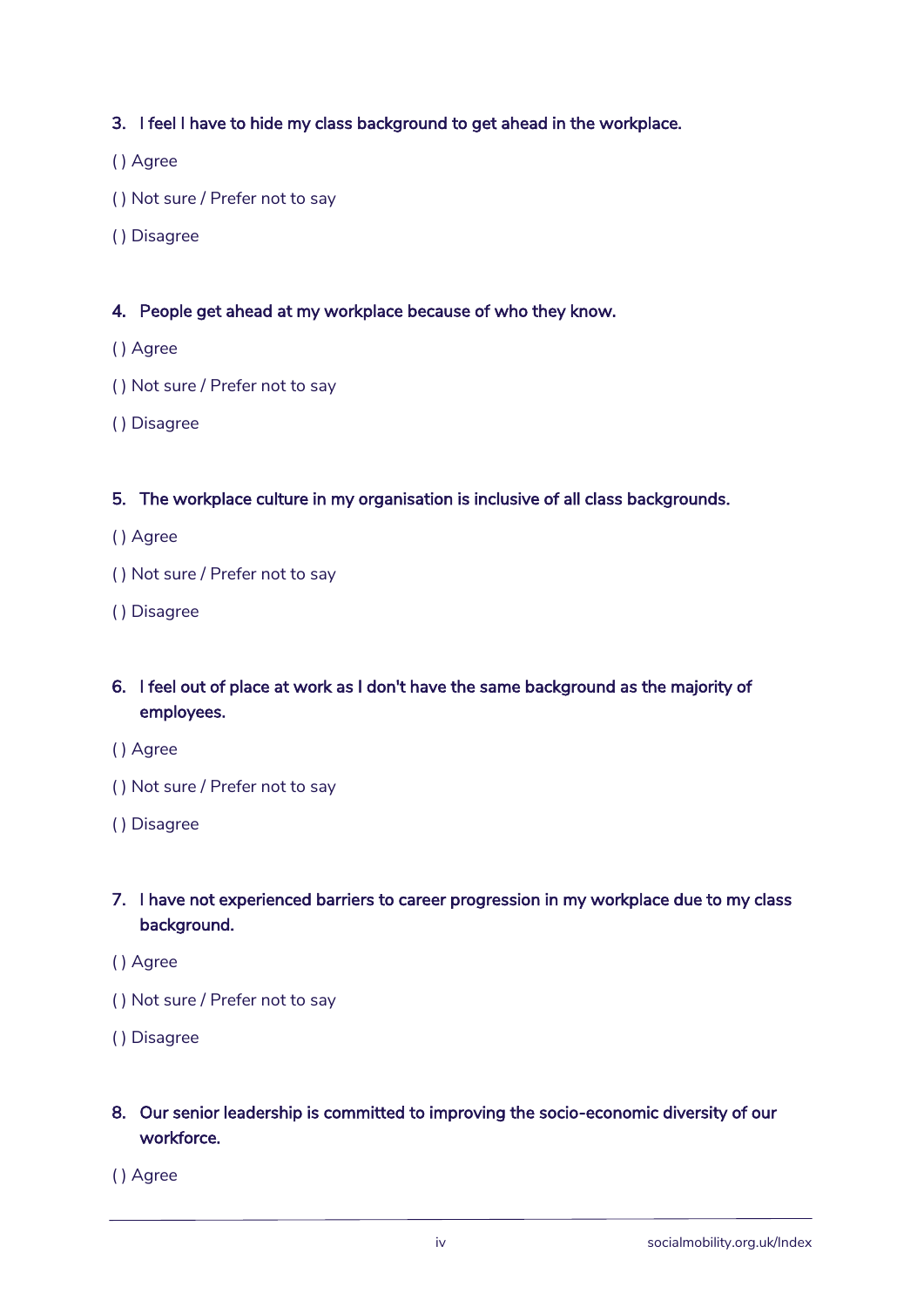3. **I feel I have to hide my class background to get ahead in the workplace.**

( ) Agree

( ) Not sure / Prefer not to say

( ) Disagree

4. **People get ahead at my workplace because of who they know.**

( ) Agree

( ) Not sure / Prefer not to say

( ) Disagree

5. **The workplace culture in my organisation is inclusive of all class backgrounds.**

( ) Agree

( ) Not sure / Prefer not to say

( ) Disagree

6. **I feel out of place at work as I don't have the same background as the majority of employees.**

( ) Agree

( ) Not sure / Prefer not to say

( ) Disagree

7. **I have not experienced barriers to career progression in my workplace due to my class background.**

( ) Agree

( ) Not sure / Prefer not to say

( ) Disagree

8. **Our senior leadership is committed to improving the socio-economic diversity of our workforce.**

( ) Agree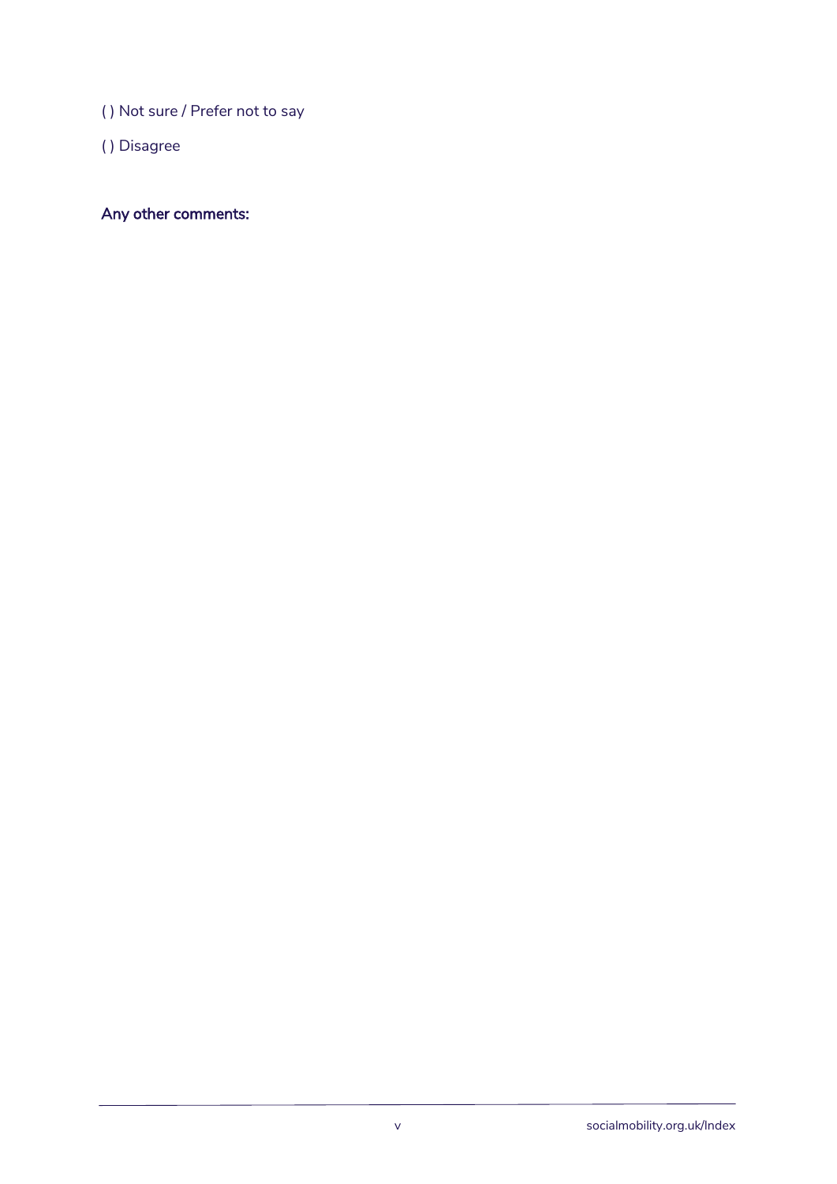( ) Not sure / Prefer not to say

( ) Disagree

**Any other comments:**